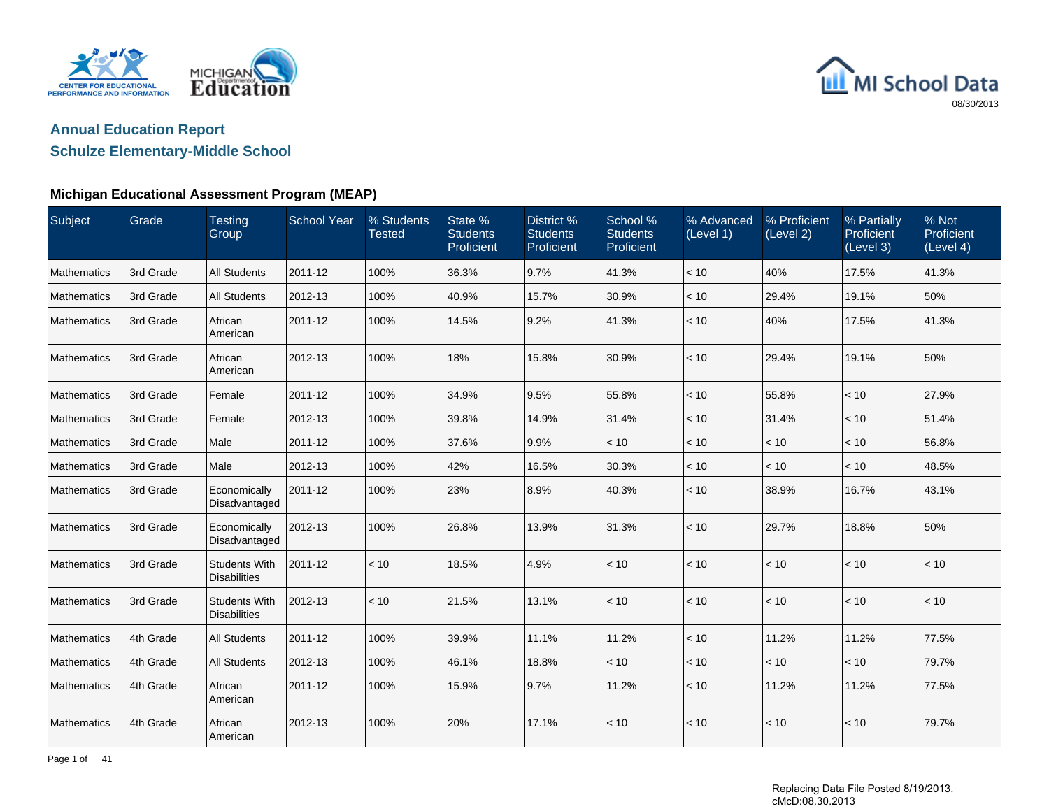# Annual Education Report

## Schulze Elementary-Middle School

### Michigan Educational Assessment Program (MEAP)

| Subject | Grade | Testing Group | School Year | % Students Tested | State % Students Proficient | District % Students Proficient | School % Students Proficient | % Advanced (Level 1) | % Proficient (Level 2) | % Partially Proficient (Level 3) | % Not Proficient (Level 4) |
|---|---|---|---|---|---|---|---|---|---|---|---|
| Mathematics | 3rd Grade | All Students | 2011-12 | 100% | 36.3% | 9.7% | 41.3% | < 10 | 40% | 17.5% | 41.3% |
| Mathematics | 3rd Grade | All Students | 2012-13 | 100% | 40.9% | 15.7% | 30.9% | < 10 | 29.4% | 19.1% | 50% |
| Mathematics | 3rd Grade | African American | 2011-12 | 100% | 14.5% | 9.2% | 41.3% | < 10 | 40% | 17.5% | 41.3% |
| Mathematics | 3rd Grade | African American | 2012-13 | 100% | 18% | 15.8% | 30.9% | < 10 | 29.4% | 19.1% | 50% |
| Mathematics | 3rd Grade | Female | 2011-12 | 100% | 34.9% | 9.5% | 55.8% | < 10 | 55.8% | < 10 | 27.9% |
| Mathematics | 3rd Grade | Female | 2012-13 | 100% | 39.8% | 14.9% | 31.4% | < 10 | 31.4% | < 10 | 51.4% |
| Mathematics | 3rd Grade | Male | 2011-12 | 100% | 37.6% | 9.9% | < 10 | < 10 | < 10 | < 10 | 56.8% |
| Mathematics | 3rd Grade | Male | 2012-13 | 100% | 42% | 16.5% | 30.3% | < 10 | < 10 | < 10 | 48.5% |
| Mathematics | 3rd Grade | Economically Disadvantaged | 2011-12 | 100% | 23% | 8.9% | 40.3% | < 10 | 38.9% | 16.7% | 43.1% |
| Mathematics | 3rd Grade | Economically Disadvantaged | 2012-13 | 100% | 26.8% | 13.9% | 31.3% | < 10 | 29.7% | 18.8% | 50% |
| Mathematics | 3rd Grade | Students With Disabilities | 2011-12 | < 10 | 18.5% | 4.9% | < 10 | < 10 | < 10 | < 10 | < 10 |
| Mathematics | 3rd Grade | Students With Disabilities | 2012-13 | < 10 | 21.5% | 13.1% | < 10 | < 10 | < 10 | < 10 | < 10 |
| Mathematics | 4th Grade | All Students | 2011-12 | 100% | 39.9% | 11.1% | 11.2% | < 10 | 11.2% | 11.2% | 77.5% |
| Mathematics | 4th Grade | All Students | 2012-13 | 100% | 46.1% | 18.8% | < 10 | < 10 | < 10 | < 10 | 79.7% |
| Mathematics | 4th Grade | African American | 2011-12 | 100% | 15.9% | 9.7% | 11.2% | < 10 | 11.2% | 11.2% | 77.5% |
| Mathematics | 4th Grade | African American | 2012-13 | 100% | 20% | 17.1% | < 10 | < 10 | < 10 | < 10 | 79.7% |

Replacing Data File Posted 8/19/2013.
cMcD:08.30.2013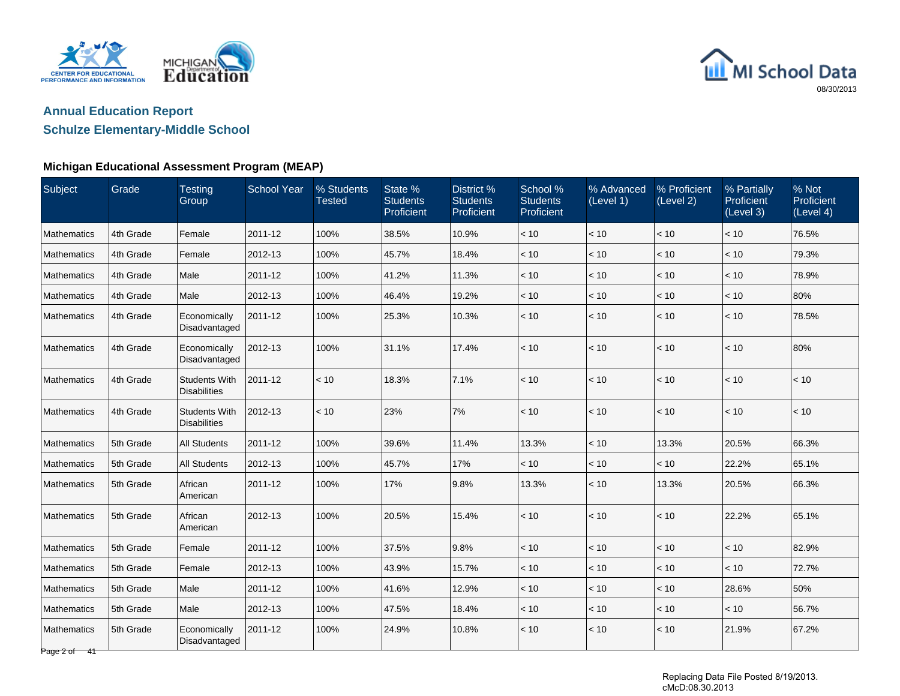## Annual Education Report

## Schulze Elementary-Middle School

### Michigan Educational Assessment Program (MEAP)

| Subject | Grade | Testing Group | School Year | % Students Tested | State % Students Proficient | District % Students Proficient | School % Students Proficient | % Advanced (Level 1) | % Proficient (Level 2) | % Partially Proficient (Level 3) | % Not Proficient (Level 4) |
|---|---|---|---|---|---|---|---|---|---|---|---|
| Mathematics | 4th Grade | Female | 2011-12 | 100% | 38.5% | 10.9% | < 10 | < 10 | < 10 | < 10 | 76.5% |
| Mathematics | 4th Grade | Female | 2012-13 | 100% | 45.7% | 18.4% | < 10 | < 10 | < 10 | < 10 | 79.3% |
| Mathematics | 4th Grade | Male | 2011-12 | 100% | 41.2% | 11.3% | < 10 | < 10 | < 10 | < 10 | 78.9% |
| Mathematics | 4th Grade | Male | 2012-13 | 100% | 46.4% | 19.2% | < 10 | < 10 | < 10 | < 10 | 80% |
| Mathematics | 4th Grade | Economically Disadvantaged | 2011-12 | 100% | 25.3% | 10.3% | < 10 | < 10 | < 10 | < 10 | 78.5% |
| Mathematics | 4th Grade | Economically Disadvantaged | 2012-13 | 100% | 31.1% | 17.4% | < 10 | < 10 | < 10 | < 10 | 80% |
| Mathematics | 4th Grade | Students With Disabilities | 2011-12 | < 10 | 18.3% | 7.1% | < 10 | < 10 | < 10 | < 10 | < 10 |
| Mathematics | 4th Grade | Students With Disabilities | 2012-13 | < 10 | 23% | 7% | < 10 | < 10 | < 10 | < 10 | < 10 |
| Mathematics | 5th Grade | All Students | 2011-12 | 100% | 39.6% | 11.4% | 13.3% | < 10 | 13.3% | 20.5% | 66.3% |
| Mathematics | 5th Grade | All Students | 2012-13 | 100% | 45.7% | 17% | < 10 | < 10 | < 10 | 22.2% | 65.1% |
| Mathematics | 5th Grade | African American | 2011-12 | 100% | 17% | 9.8% | 13.3% | < 10 | 13.3% | 20.5% | 66.3% |
| Mathematics | 5th Grade | African American | 2012-13 | 100% | 20.5% | 15.4% | < 10 | < 10 | < 10 | 22.2% | 65.1% |
| Mathematics | 5th Grade | Female | 2011-12 | 100% | 37.5% | 9.8% | < 10 | < 10 | < 10 | < 10 | 82.9% |
| Mathematics | 5th Grade | Female | 2012-13 | 100% | 43.9% | 15.7% | < 10 | < 10 | < 10 | < 10 | 72.7% |
| Mathematics | 5th Grade | Male | 2011-12 | 100% | 41.6% | 12.9% | < 10 | < 10 | < 10 | 28.6% | 50% |
| Mathematics | 5th Grade | Male | 2012-13 | 100% | 47.5% | 18.4% | < 10 | < 10 | < 10 | < 10 | 56.7% |
| Mathematics | 5th Grade | Economically Disadvantaged | 2011-12 | 100% | 24.9% | 10.8% | < 10 | < 10 | < 10 | 21.9% | 67.2% |

Replacing Data File Posted 8/19/2013.
cMcD:08.30.2013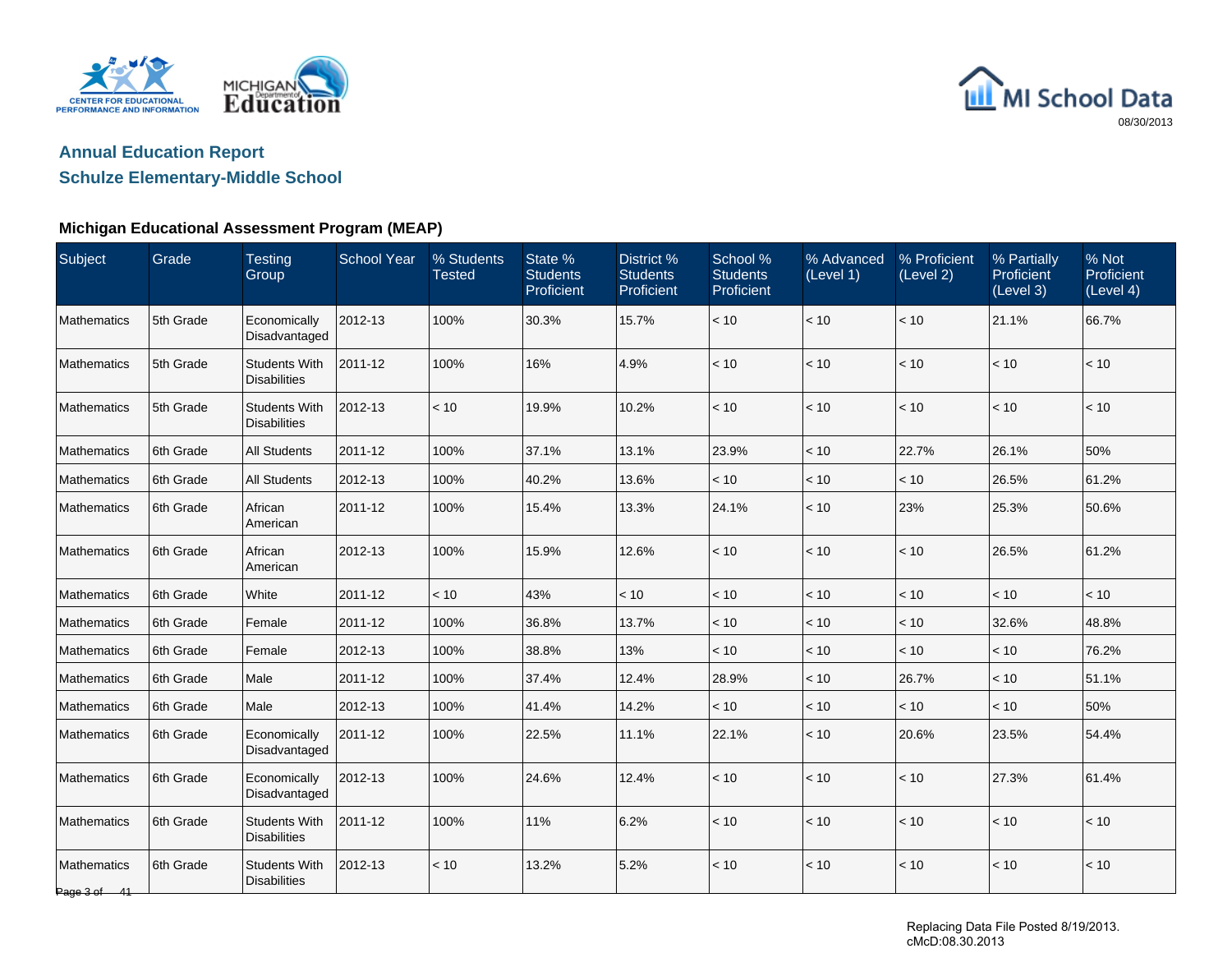## Annual Education Report

## Schulze Elementary-Middle School

### Michigan Educational Assessment Program (MEAP)

| Subject | Grade | Testing Group | School Year | % Students Tested | State % Students Proficient | District % Students Proficient | School % Students Proficient | % Advanced (Level 1) | % Proficient (Level 2) | % Partially Proficient (Level 3) | % Not Proficient (Level 4) |
|---|---|---|---|---|---|---|---|---|---|---|---|
| Mathematics | 5th Grade | Economically Disadvantaged | 2012-13 | 100% | 30.3% | 15.7% | < 10 | < 10 | < 10 | 21.1% | 66.7% |
| Mathematics | 5th Grade | Students With Disabilities | 2011-12 | 100% | 16% | 4.9% | < 10 | < 10 | < 10 | < 10 | < 10 |
| Mathematics | 5th Grade | Students With Disabilities | 2012-13 | < 10 | 19.9% | 10.2% | < 10 | < 10 | < 10 | < 10 | < 10 |
| Mathematics | 6th Grade | All Students | 2011-12 | 100% | 37.1% | 13.1% | 23.9% | < 10 | 22.7% | 26.1% | 50% |
| Mathematics | 6th Grade | All Students | 2012-13 | 100% | 40.2% | 13.6% | < 10 | < 10 | < 10 | 26.5% | 61.2% |
| Mathematics | 6th Grade | African American | 2011-12 | 100% | 15.4% | 13.3% | 24.1% | < 10 | 23% | 25.3% | 50.6% |
| Mathematics | 6th Grade | African American | 2012-13 | 100% | 15.9% | 12.6% | < 10 | < 10 | < 10 | 26.5% | 61.2% |
| Mathematics | 6th Grade | White | 2011-12 | < 10 | 43% | < 10 | < 10 | < 10 | < 10 | < 10 | < 10 |
| Mathematics | 6th Grade | Female | 2011-12 | 100% | 36.8% | 13.7% | < 10 | < 10 | < 10 | 32.6% | 48.8% |
| Mathematics | 6th Grade | Female | 2012-13 | 100% | 38.8% | 13% | < 10 | < 10 | < 10 | < 10 | 76.2% |
| Mathematics | 6th Grade | Male | 2011-12 | 100% | 37.4% | 12.4% | 28.9% | < 10 | 26.7% | < 10 | 51.1% |
| Mathematics | 6th Grade | Male | 2012-13 | 100% | 41.4% | 14.2% | < 10 | < 10 | < 10 | < 10 | 50% |
| Mathematics | 6th Grade | Economically Disadvantaged | 2011-12 | 100% | 22.5% | 11.1% | 22.1% | < 10 | 20.6% | 23.5% | 54.4% |
| Mathematics | 6th Grade | Economically Disadvantaged | 2012-13 | 100% | 24.6% | 12.4% | < 10 | < 10 | < 10 | 27.3% | 61.4% |
| Mathematics | 6th Grade | Students With Disabilities | 2011-12 | 100% | 11% | 6.2% | < 10 | < 10 | < 10 | < 10 | < 10 |
| Mathematics | 6th Grade | Students With Disabilities | 2012-13 | < 10 | 13.2% | 5.2% | < 10 | < 10 | < 10 | < 10 | < 10 |

Replacing Data File Posted 8/19/2013.
cMcD:08.30.2013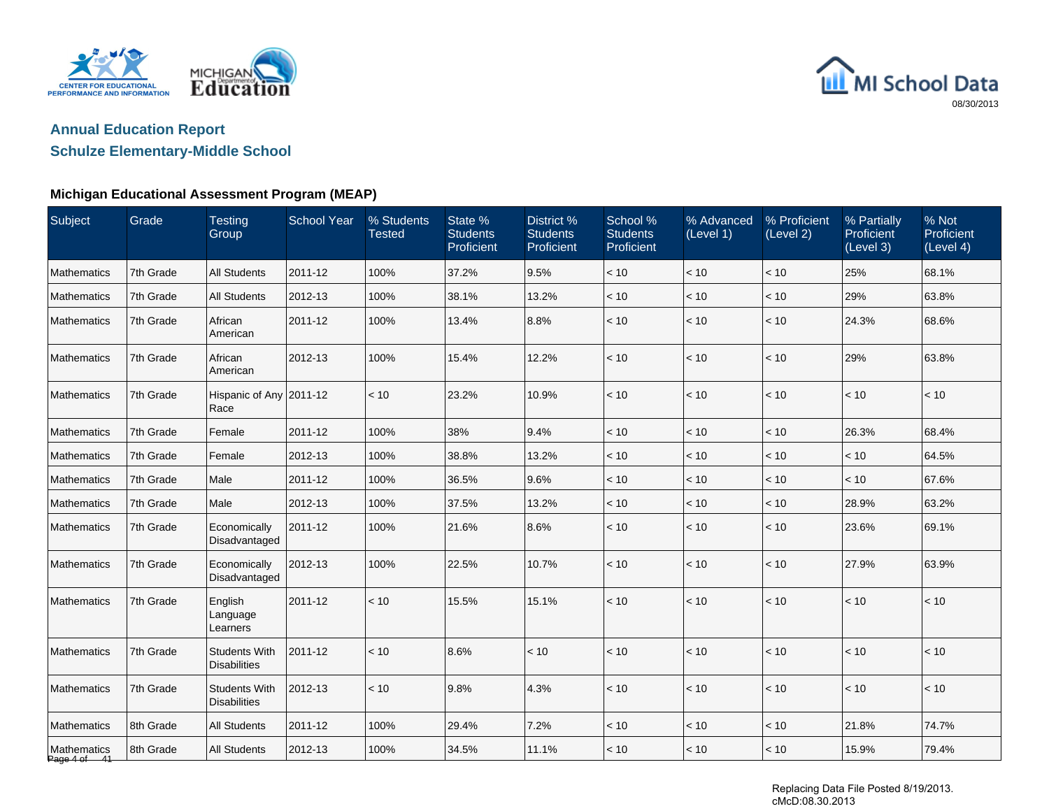## Annual Education Report

## Schulze Elementary-Middle School

### Michigan Educational Assessment Program (MEAP)

| Subject | Grade | Testing Group | School Year | % Students Tested | State % Students Proficient | District % Students Proficient | School % Students Proficient | % Advanced (Level 1) | % Proficient (Level 2) | % Partially Proficient (Level 3) | % Not Proficient (Level 4) |
|---|---|---|---|---|---|---|---|---|---|---|---|
| Mathematics | 7th Grade | All Students | 2011-12 | 100% | 37.2% | 9.5% | < 10 | < 10 | < 10 | 25% | 68.1% |
| Mathematics | 7th Grade | All Students | 2012-13 | 100% | 38.1% | 13.2% | < 10 | < 10 | < 10 | 29% | 63.8% |
| Mathematics | 7th Grade | African American | 2011-12 | 100% | 13.4% | 8.8% | < 10 | < 10 | < 10 | 24.3% | 68.6% |
| Mathematics | 7th Grade | African American | 2012-13 | 100% | 15.4% | 12.2% | < 10 | < 10 | < 10 | 29% | 63.8% |
| Mathematics | 7th Grade | Hispanic of Any Race | 2011-12 | < 10 | 23.2% | 10.9% | < 10 | < 10 | < 10 | < 10 | < 10 |
| Mathematics | 7th Grade | Female | 2011-12 | 100% | 38% | 9.4% | < 10 | < 10 | < 10 | 26.3% | 68.4% |
| Mathematics | 7th Grade | Female | 2012-13 | 100% | 38.8% | 13.2% | < 10 | < 10 | < 10 | < 10 | 64.5% |
| Mathematics | 7th Grade | Male | 2011-12 | 100% | 36.5% | 9.6% | < 10 | < 10 | < 10 | < 10 | 67.6% |
| Mathematics | 7th Grade | Male | 2012-13 | 100% | 37.5% | 13.2% | < 10 | < 10 | < 10 | 28.9% | 63.2% |
| Mathematics | 7th Grade | Economically Disadvantaged | 2011-12 | 100% | 21.6% | 8.6% | < 10 | < 10 | < 10 | 23.6% | 69.1% |
| Mathematics | 7th Grade | Economically Disadvantaged | 2012-13 | 100% | 22.5% | 10.7% | < 10 | < 10 | < 10 | 27.9% | 63.9% |
| Mathematics | 7th Grade | English Language Learners | 2011-12 | < 10 | 15.5% | 15.1% | < 10 | < 10 | < 10 | < 10 | < 10 |
| Mathematics | 7th Grade | Students With Disabilities | 2011-12 | < 10 | 8.6% | < 10 | < 10 | < 10 | < 10 | < 10 | < 10 |
| Mathematics | 7th Grade | Students With Disabilities | 2012-13 | < 10 | 9.8% | 4.3% | < 10 | < 10 | < 10 | < 10 | < 10 |
| Mathematics | 8th Grade | All Students | 2011-12 | 100% | 29.4% | 7.2% | < 10 | < 10 | < 10 | 21.8% | 74.7% |
| Mathematics | 8th Grade | All Students | 2012-13 | 100% | 34.5% | 11.1% | < 10 | < 10 | < 10 | 15.9% | 79.4% |

Replacing Data File Posted 8/19/2013.
cMcD:08.30.2013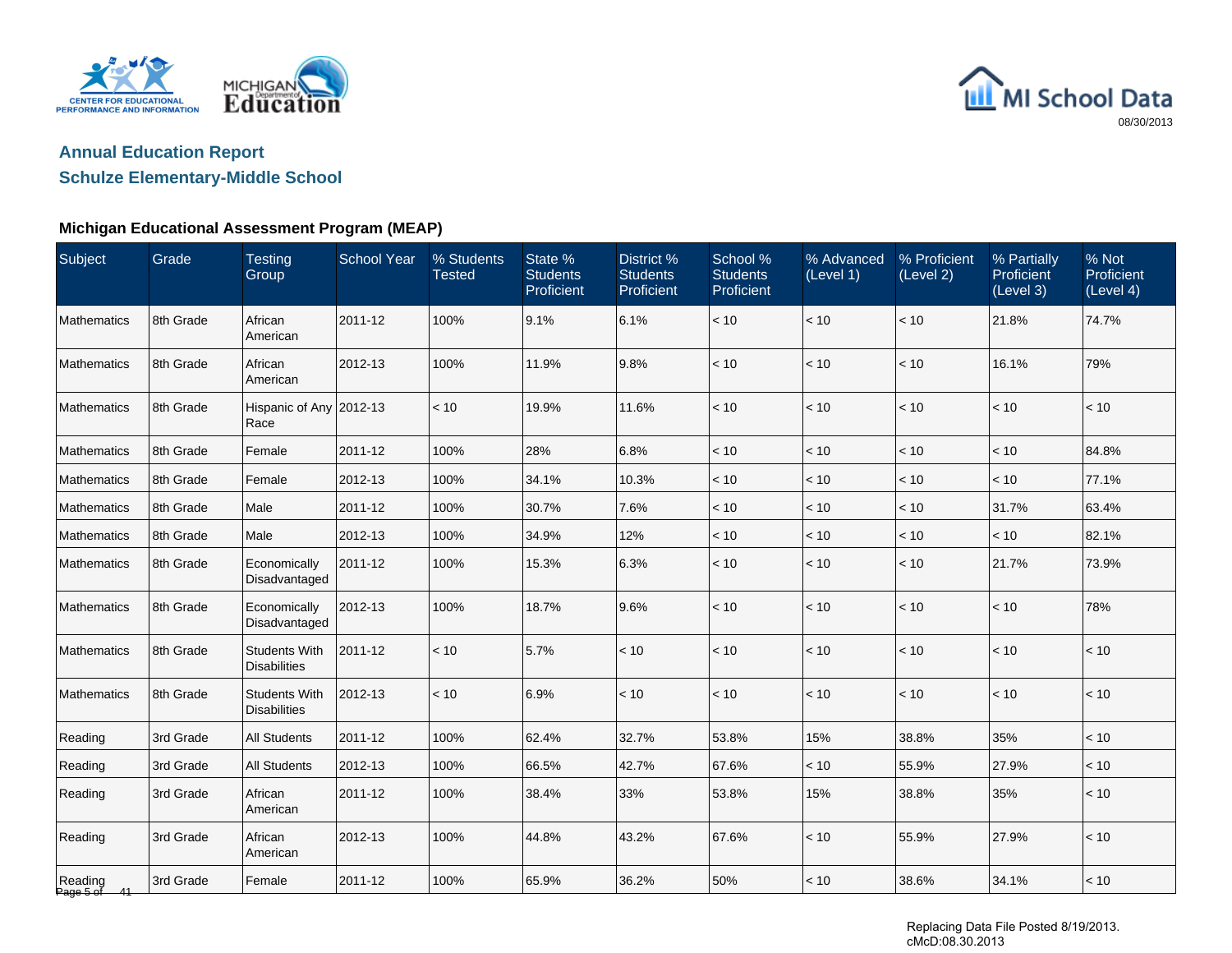## Annual Education Report

## Schulze Elementary-Middle School

### Michigan Educational Assessment Program (MEAP)

| Subject | Grade | Testing Group | School Year | % Students Tested | State % Students Proficient | District % Students Proficient | School % Students Proficient | % Advanced (Level 1) | % Proficient (Level 2) | % Partially Proficient (Level 3) | % Not Proficient (Level 4) |
|---|---|---|---|---|---|---|---|---|---|---|---|
| Mathematics | 8th Grade | African American | 2011-12 | 100% | 9.1% | 6.1% | < 10 | < 10 | < 10 | 21.8% | 74.7% |
| Mathematics | 8th Grade | African American | 2012-13 | 100% | 11.9% | 9.8% | < 10 | < 10 | < 10 | 16.1% | 79% |
| Mathematics | 8th Grade | Hispanic of Any Race | 2012-13 | < 10 | 19.9% | 11.6% | < 10 | < 10 | < 10 | < 10 | < 10 |
| Mathematics | 8th Grade | Female | 2011-12 | 100% | 28% | 6.8% | < 10 | < 10 | < 10 | < 10 | 84.8% |
| Mathematics | 8th Grade | Female | 2012-13 | 100% | 34.1% | 10.3% | < 10 | < 10 | < 10 | < 10 | 77.1% |
| Mathematics | 8th Grade | Male | 2011-12 | 100% | 30.7% | 7.6% | < 10 | < 10 | < 10 | 31.7% | 63.4% |
| Mathematics | 8th Grade | Male | 2012-13 | 100% | 34.9% | 12% | < 10 | < 10 | < 10 | < 10 | 82.1% |
| Mathematics | 8th Grade | Economically Disadvantaged | 2011-12 | 100% | 15.3% | 6.3% | < 10 | < 10 | < 10 | 21.7% | 73.9% |
| Mathematics | 8th Grade | Economically Disadvantaged | 2012-13 | 100% | 18.7% | 9.6% | < 10 | < 10 | < 10 | < 10 | 78% |
| Mathematics | 8th Grade | Students With Disabilities | 2011-12 | < 10 | 5.7% | < 10 | < 10 | < 10 | < 10 | < 10 | < 10 |
| Mathematics | 8th Grade | Students With Disabilities | 2012-13 | < 10 | 6.9% | < 10 | < 10 | < 10 | < 10 | < 10 | < 10 |
| Reading | 3rd Grade | All Students | 2011-12 | 100% | 62.4% | 32.7% | 53.8% | 15% | 38.8% | 35% | < 10 |
| Reading | 3rd Grade | All Students | 2012-13 | 100% | 66.5% | 42.7% | 67.6% | < 10 | 55.9% | 27.9% | < 10 |
| Reading | 3rd Grade | African American | 2011-12 | 100% | 38.4% | 33% | 53.8% | 15% | 38.8% | 35% | < 10 |
| Reading | 3rd Grade | African American | 2012-13 | 100% | 44.8% | 43.2% | 67.6% | < 10 | 55.9% | 27.9% | < 10 |
| Reading | 3rd Grade | Female | 2011-12 | 100% | 65.9% | 36.2% | 50% | < 10 | 38.6% | 34.1% | < 10 |

Replacing Data File Posted 8/19/2013.
cMcD:08.30.2013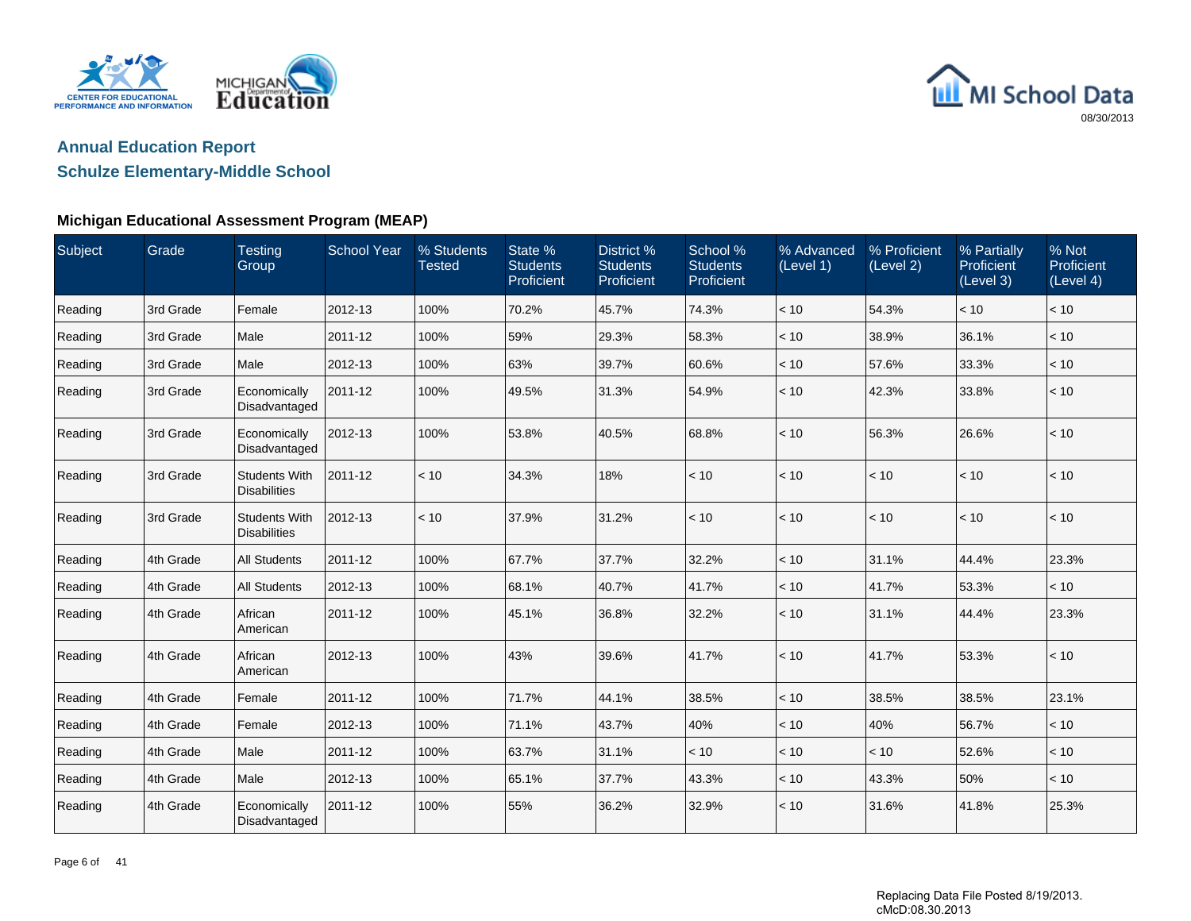## Annual Education Report

## Schulze Elementary-Middle School

### Michigan Educational Assessment Program (MEAP)

| Subject | Grade | Testing Group | School Year | % Students Tested | State % Students Proficient | District % Students Proficient | School % Students Proficient | % Advanced (Level 1) | % Proficient (Level 2) | % Partially Proficient (Level 3) | % Not Proficient (Level 4) |
|---|---|---|---|---|---|---|---|---|---|---|---|
| Reading | 3rd Grade | Female | 2012-13 | 100% | 70.2% | 45.7% | 74.3% | < 10 | 54.3% | < 10 | < 10 |
| Reading | 3rd Grade | Male | 2011-12 | 100% | 59% | 29.3% | 58.3% | < 10 | 38.9% | 36.1% | < 10 |
| Reading | 3rd Grade | Male | 2012-13 | 100% | 63% | 39.7% | 60.6% | < 10 | 57.6% | 33.3% | < 10 |
| Reading | 3rd Grade | Economically Disadvantaged | 2011-12 | 100% | 49.5% | 31.3% | 54.9% | < 10 | 42.3% | 33.8% | < 10 |
| Reading | 3rd Grade | Economically Disadvantaged | 2012-13 | 100% | 53.8% | 40.5% | 68.8% | < 10 | 56.3% | 26.6% | < 10 |
| Reading | 3rd Grade | Students With Disabilities | 2011-12 | < 10 | 34.3% | 18% | < 10 | < 10 | < 10 | < 10 | < 10 |
| Reading | 3rd Grade | Students With Disabilities | 2012-13 | < 10 | 37.9% | 31.2% | < 10 | < 10 | < 10 | < 10 | < 10 |
| Reading | 4th Grade | All Students | 2011-12 | 100% | 67.7% | 37.7% | 32.2% | < 10 | 31.1% | 44.4% | 23.3% |
| Reading | 4th Grade | All Students | 2012-13 | 100% | 68.1% | 40.7% | 41.7% | < 10 | 41.7% | 53.3% | < 10 |
| Reading | 4th Grade | African American | 2011-12 | 100% | 45.1% | 36.8% | 32.2% | < 10 | 31.1% | 44.4% | 23.3% |
| Reading | 4th Grade | African American | 2012-13 | 100% | 43% | 39.6% | 41.7% | < 10 | 41.7% | 53.3% | < 10 |
| Reading | 4th Grade | Female | 2011-12 | 100% | 71.7% | 44.1% | 38.5% | < 10 | 38.5% | 38.5% | 23.1% |
| Reading | 4th Grade | Female | 2012-13 | 100% | 71.1% | 43.7% | 40% | < 10 | 40% | 56.7% | < 10 |
| Reading | 4th Grade | Male | 2011-12 | 100% | 63.7% | 31.1% | < 10 | < 10 | < 10 | 52.6% | < 10 |
| Reading | 4th Grade | Male | 2012-13 | 100% | 65.1% | 37.7% | 43.3% | < 10 | 43.3% | 50% | < 10 |
| Reading | 4th Grade | Economically Disadvantaged | 2011-12 | 100% | 55% | 36.2% | 32.9% | < 10 | 31.6% | 41.8% | 25.3% |

Replacing Data File Posted 8/19/2013.
cMcD:08.30.2013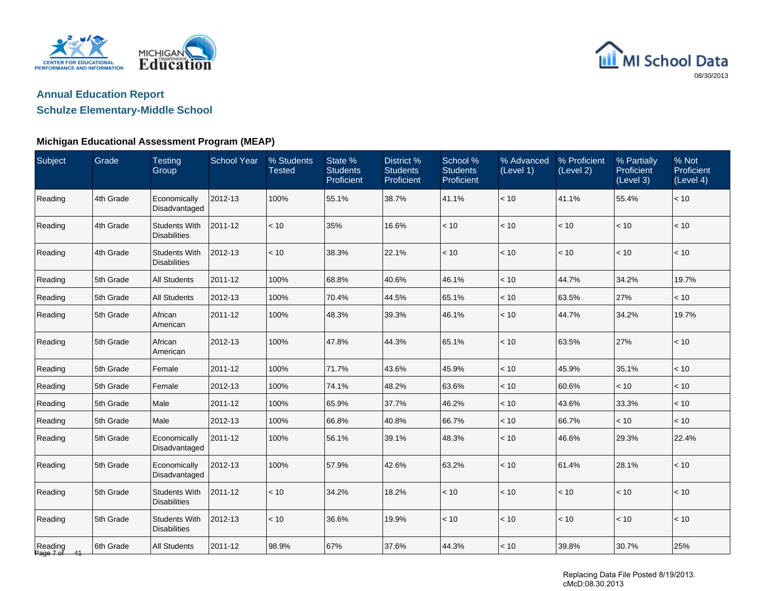## Annual Education Report

## Schulze Elementary-Middle School

### Michigan Educational Assessment Program (MEAP)

| Subject | Grade | Testing Group | School Year | % Students Tested | State % Students Proficient | District % Students Proficient | School % Students Proficient | % Advanced (Level 1) | % Proficient (Level 2) | % Partially Proficient (Level 3) | % Not Proficient (Level 4) |
|---|---|---|---|---|---|---|---|---|---|---|---|
| Reading | 4th Grade | Economically Disadvantaged | 2012-13 | 100% | 55.1% | 38.7% | 41.1% | < 10 | 41.1% | 55.4% | < 10 |
| Reading | 4th Grade | Students With Disabilities | 2011-12 | < 10 | 35% | 16.6% | < 10 | < 10 | < 10 | < 10 | < 10 |
| Reading | 4th Grade | Students With Disabilities | 2012-13 | < 10 | 38.3% | 22.1% | < 10 | < 10 | < 10 | < 10 | < 10 |
| Reading | 5th Grade | All Students | 2011-12 | 100% | 68.8% | 40.6% | 46.1% | < 10 | 44.7% | 34.2% | 19.7% |
| Reading | 5th Grade | All Students | 2012-13 | 100% | 70.4% | 44.5% | 65.1% | < 10 | 63.5% | 27% | < 10 |
| Reading | 5th Grade | African American | 2011-12 | 100% | 48.3% | 39.3% | 46.1% | < 10 | 44.7% | 34.2% | 19.7% |
| Reading | 5th Grade | African American | 2012-13 | 100% | 47.8% | 44.3% | 65.1% | < 10 | 63.5% | 27% | < 10 |
| Reading | 5th Grade | Female | 2011-12 | 100% | 71.7% | 43.6% | 45.9% | < 10 | 45.9% | 35.1% | < 10 |
| Reading | 5th Grade | Female | 2012-13 | 100% | 74.1% | 48.2% | 63.6% | < 10 | 60.6% | < 10 | < 10 |
| Reading | 5th Grade | Male | 2011-12 | 100% | 65.9% | 37.7% | 46.2% | < 10 | 43.6% | 33.3% | < 10 |
| Reading | 5th Grade | Male | 2012-13 | 100% | 66.8% | 40.8% | 66.7% | < 10 | 66.7% | < 10 | < 10 |
| Reading | 5th Grade | Economically Disadvantaged | 2011-12 | 100% | 56.1% | 39.1% | 48.3% | < 10 | 46.6% | 29.3% | 22.4% |
| Reading | 5th Grade | Economically Disadvantaged | 2012-13 | 100% | 57.9% | 42.6% | 63.2% | < 10 | 61.4% | 28.1% | < 10 |
| Reading | 5th Grade | Students With Disabilities | 2011-12 | < 10 | 34.2% | 18.2% | < 10 | < 10 | < 10 | < 10 | < 10 |
| Reading | 5th Grade | Students With Disabilities | 2012-13 | < 10 | 36.6% | 19.9% | < 10 | < 10 | < 10 | < 10 | < 10 |
| Reading | 6th Grade | All Students | 2011-12 | 98.9% | 67% | 37.6% | 44.3% | < 10 | 39.8% | 30.7% | 25% |

Replacing Data File Posted 8/19/2013.
cMcD:08.30.2013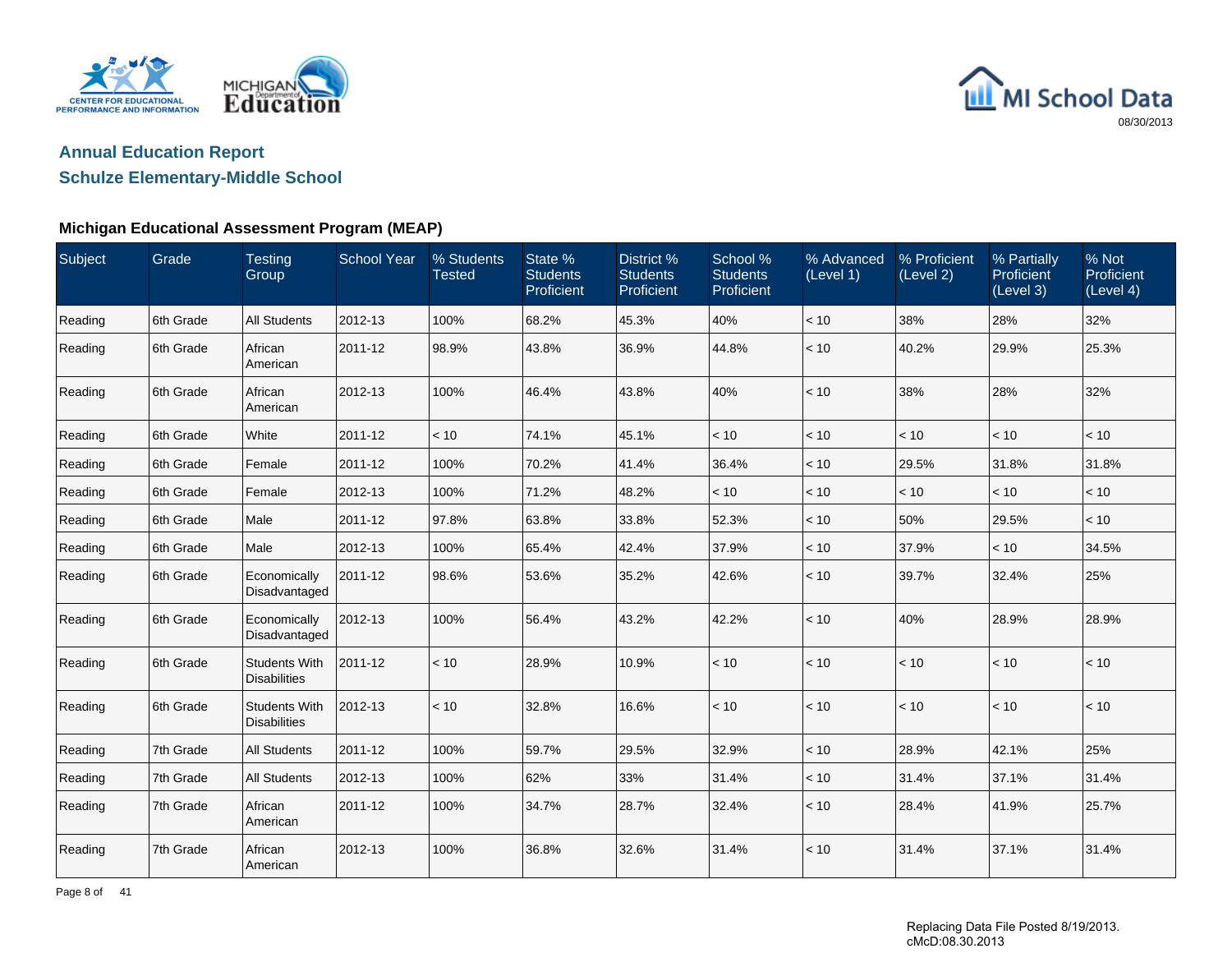# Annual Education Report

## Schulze Elementary-Middle School

### Michigan Educational Assessment Program (MEAP)

| Subject | Grade | Testing Group | School Year | % Students Tested | State % Students Proficient | District % Students Proficient | School % Students Proficient | % Advanced (Level 1) | % Proficient (Level 2) | % Partially Proficient (Level 3) | % Not Proficient (Level 4) |
|---|---|---|---|---|---|---|---|---|---|---|---|
| Reading | 6th Grade | All Students | 2012-13 | 100% | 68.2% | 45.3% | 40% | < 10 | 38% | 28% | 32% |
| Reading | 6th Grade | African American | 2011-12 | 98.9% | 43.8% | 36.9% | 44.8% | < 10 | 40.2% | 29.9% | 25.3% |
| Reading | 6th Grade | African American | 2012-13 | 100% | 46.4% | 43.8% | 40% | < 10 | 38% | 28% | 32% |
| Reading | 6th Grade | White | 2011-12 | < 10 | 74.1% | 45.1% | < 10 | < 10 | < 10 | < 10 | < 10 |
| Reading | 6th Grade | Female | 2011-12 | 100% | 70.2% | 41.4% | 36.4% | < 10 | 29.5% | 31.8% | 31.8% |
| Reading | 6th Grade | Female | 2012-13 | 100% | 71.2% | 48.2% | < 10 | < 10 | < 10 | < 10 | < 10 |
| Reading | 6th Grade | Male | 2011-12 | 97.8% | 63.8% | 33.8% | 52.3% | < 10 | 50% | 29.5% | < 10 |
| Reading | 6th Grade | Male | 2012-13 | 100% | 65.4% | 42.4% | 37.9% | < 10 | 37.9% | < 10 | 34.5% |
| Reading | 6th Grade | Economically Disadvantaged | 2011-12 | 98.6% | 53.6% | 35.2% | 42.6% | < 10 | 39.7% | 32.4% | 25% |
| Reading | 6th Grade | Economically Disadvantaged | 2012-13 | 100% | 56.4% | 43.2% | 42.2% | < 10 | 40% | 28.9% | 28.9% |
| Reading | 6th Grade | Students With Disabilities | 2011-12 | < 10 | 28.9% | 10.9% | < 10 | < 10 | < 10 | < 10 | < 10 |
| Reading | 6th Grade | Students With Disabilities | 2012-13 | < 10 | 32.8% | 16.6% | < 10 | < 10 | < 10 | < 10 | < 10 |
| Reading | 7th Grade | All Students | 2011-12 | 100% | 59.7% | 29.5% | 32.9% | < 10 | 28.9% | 42.1% | 25% |
| Reading | 7th Grade | All Students | 2012-13 | 100% | 62% | 33% | 31.4% | < 10 | 31.4% | 37.1% | 31.4% |
| Reading | 7th Grade | African American | 2011-12 | 100% | 34.7% | 28.7% | 32.4% | < 10 | 28.4% | 41.9% | 25.7% |
| Reading | 7th Grade | African American | 2012-13 | 100% | 36.8% | 32.6% | 31.4% | < 10 | 31.4% | 37.1% | 31.4% |

Replacing Data File Posted 8/19/2013.
cMcD:08.30.2013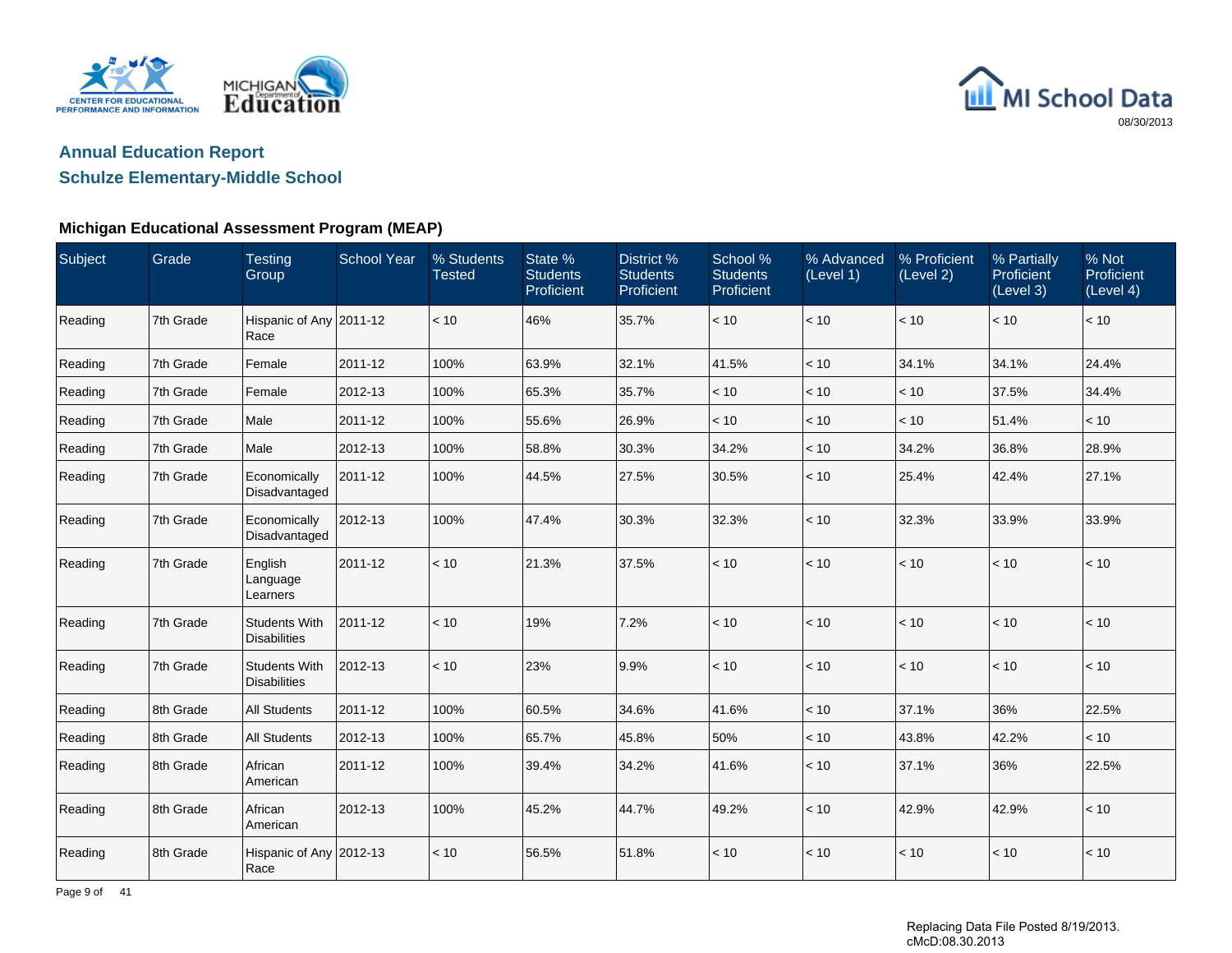# Annual Education Report

## Schulze Elementary-Middle School

### Michigan Educational Assessment Program (MEAP)

| Subject | Grade | Testing Group | School Year | % Students Tested | State % Students Proficient | District % Students Proficient | School % Students Proficient | % Advanced (Level 1) | % Proficient (Level 2) | % Partially Proficient (Level 3) | % Not Proficient (Level 4) |
|---|---|---|---|---|---|---|---|---|---|---|---|
| Reading | 7th Grade | Hispanic of Any Race | 2011-12 | < 10 | 46% | 35.7% | < 10 | < 10 | < 10 | < 10 | < 10 |
| Reading | 7th Grade | Female | 2011-12 | 100% | 63.9% | 32.1% | 41.5% | < 10 | 34.1% | 34.1% | 24.4% |
| Reading | 7th Grade | Female | 2012-13 | 100% | 65.3% | 35.7% | < 10 | < 10 | < 10 | 37.5% | 34.4% |
| Reading | 7th Grade | Male | 2011-12 | 100% | 55.6% | 26.9% | < 10 | < 10 | < 10 | 51.4% | < 10 |
| Reading | 7th Grade | Male | 2012-13 | 100% | 58.8% | 30.3% | 34.2% | < 10 | 34.2% | 36.8% | 28.9% |
| Reading | 7th Grade | Economically Disadvantaged | 2011-12 | 100% | 44.5% | 27.5% | 30.5% | < 10 | 25.4% | 42.4% | 27.1% |
| Reading | 7th Grade | Economically Disadvantaged | 2012-13 | 100% | 47.4% | 30.3% | 32.3% | < 10 | 32.3% | 33.9% | 33.9% |
| Reading | 7th Grade | English Language Learners | 2011-12 | < 10 | 21.3% | 37.5% | < 10 | < 10 | < 10 | < 10 | < 10 |
| Reading | 7th Grade | Students With Disabilities | 2011-12 | < 10 | 19% | 7.2% | < 10 | < 10 | < 10 | < 10 | < 10 |
| Reading | 7th Grade | Students With Disabilities | 2012-13 | < 10 | 23% | 9.9% | < 10 | < 10 | < 10 | < 10 | < 10 |
| Reading | 8th Grade | All Students | 2011-12 | 100% | 60.5% | 34.6% | 41.6% | < 10 | 37.1% | 36% | 22.5% |
| Reading | 8th Grade | All Students | 2012-13 | 100% | 65.7% | 45.8% | 50% | < 10 | 43.8% | 42.2% | < 10 |
| Reading | 8th Grade | African American | 2011-12 | 100% | 39.4% | 34.2% | 41.6% | < 10 | 37.1% | 36% | 22.5% |
| Reading | 8th Grade | African American | 2012-13 | 100% | 45.2% | 44.7% | 49.2% | < 10 | 42.9% | 42.9% | < 10 |
| Reading | 8th Grade | Hispanic of Any Race | 2012-13 | < 10 | 56.5% | 51.8% | < 10 | < 10 | < 10 | < 10 | < 10 |

Replacing Data File Posted 8/19/2013.
cMcD:08.30.2013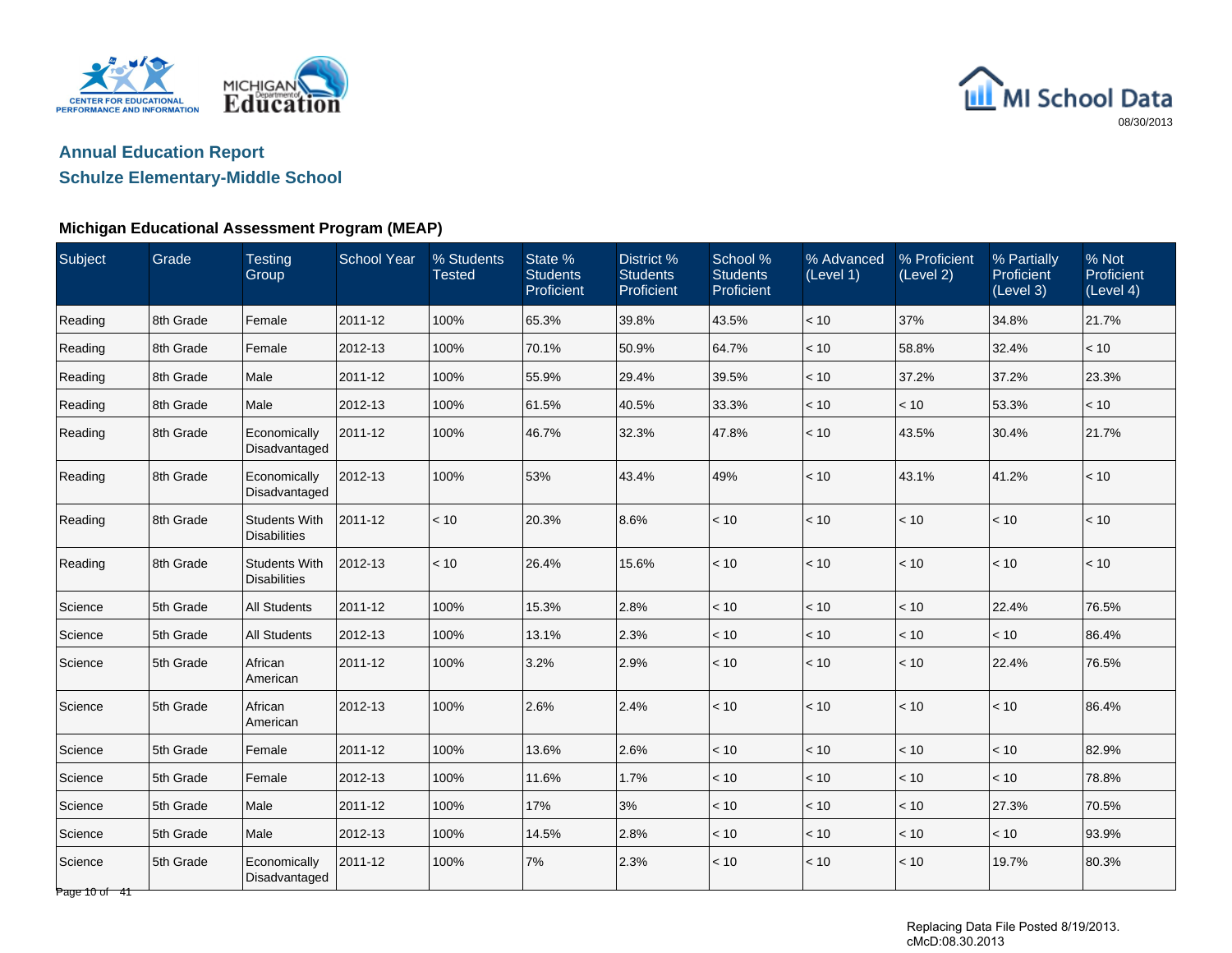## Annual Education Report

## Schulze Elementary-Middle School

### Michigan Educational Assessment Program (MEAP)

| Subject | Grade | Testing Group | School Year | % Students Tested | State % Students Proficient | District % Students Proficient | School % Students Proficient | % Advanced (Level 1) | % Proficient (Level 2) | % Partially Proficient (Level 3) | % Not Proficient (Level 4) |
|---|---|---|---|---|---|---|---|---|---|---|---|
| Reading | 8th Grade | Female | 2011-12 | 100% | 65.3% | 39.8% | 43.5% | < 10 | 37% | 34.8% | 21.7% |
| Reading | 8th Grade | Female | 2012-13 | 100% | 70.1% | 50.9% | 64.7% | < 10 | 58.8% | 32.4% | < 10 |
| Reading | 8th Grade | Male | 2011-12 | 100% | 55.9% | 29.4% | 39.5% | < 10 | 37.2% | 37.2% | 23.3% |
| Reading | 8th Grade | Male | 2012-13 | 100% | 61.5% | 40.5% | 33.3% | < 10 | < 10 | 53.3% | < 10 |
| Reading | 8th Grade | Economically Disadvantaged | 2011-12 | 100% | 46.7% | 32.3% | 47.8% | < 10 | 43.5% | 30.4% | 21.7% |
| Reading | 8th Grade | Economically Disadvantaged | 2012-13 | 100% | 53% | 43.4% | 49% | < 10 | 43.1% | 41.2% | < 10 |
| Reading | 8th Grade | Students With Disabilities | 2011-12 | < 10 | 20.3% | 8.6% | < 10 | < 10 | < 10 | < 10 | < 10 |
| Reading | 8th Grade | Students With Disabilities | 2012-13 | < 10 | 26.4% | 15.6% | < 10 | < 10 | < 10 | < 10 | < 10 |
| Science | 5th Grade | All Students | 2011-12 | 100% | 15.3% | 2.8% | < 10 | < 10 | < 10 | 22.4% | 76.5% |
| Science | 5th Grade | All Students | 2012-13 | 100% | 13.1% | 2.3% | < 10 | < 10 | < 10 | < 10 | 86.4% |
| Science | 5th Grade | African American | 2011-12 | 100% | 3.2% | 2.9% | < 10 | < 10 | < 10 | 22.4% | 76.5% |
| Science | 5th Grade | African American | 2012-13 | 100% | 2.6% | 2.4% | < 10 | < 10 | < 10 | < 10 | 86.4% |
| Science | 5th Grade | Female | 2011-12 | 100% | 13.6% | 2.6% | < 10 | < 10 | < 10 | < 10 | 82.9% |
| Science | 5th Grade | Female | 2012-13 | 100% | 11.6% | 1.7% | < 10 | < 10 | < 10 | < 10 | 78.8% |
| Science | 5th Grade | Male | 2011-12 | 100% | 17% | 3% | < 10 | < 10 | < 10 | 27.3% | 70.5% |
| Science | 5th Grade | Male | 2012-13 | 100% | 14.5% | 2.8% | < 10 | < 10 | < 10 | < 10 | 93.9% |
| Science | 5th Grade | Economically Disadvantaged | 2011-12 | 100% | 7% | 2.3% | < 10 | < 10 | < 10 | 19.7% | 80.3% |

Replacing Data File Posted 8/19/2013.
cMcD:08.30.2013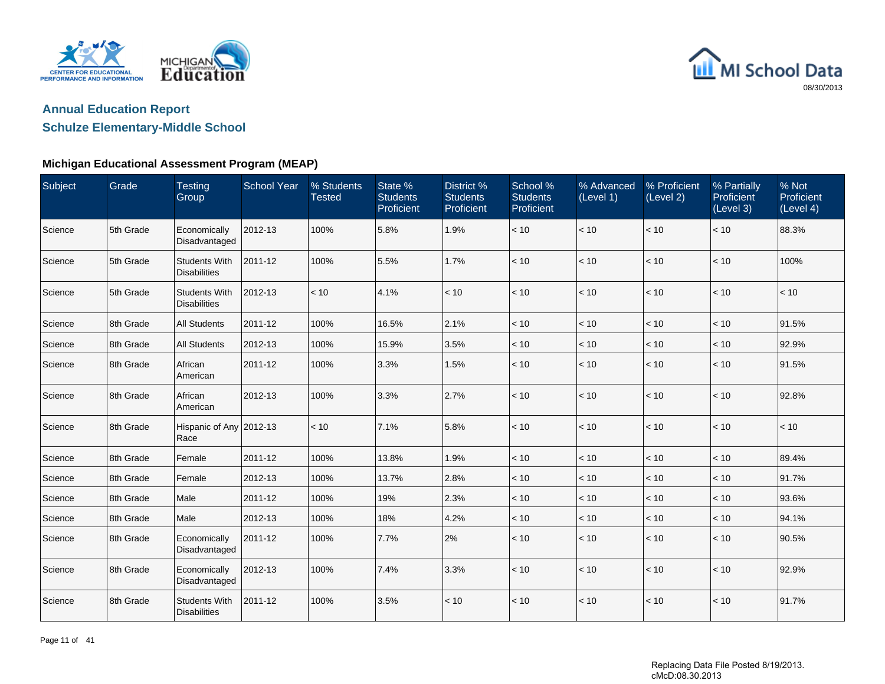## Annual Education Report

## Schulze Elementary-Middle School

### Michigan Educational Assessment Program (MEAP)

| Subject | Grade | Testing Group | School Year | % Students Tested | State % Students Proficient | District % Students Proficient | School % Students Proficient | % Advanced (Level 1) | % Proficient (Level 2) | % Partially Proficient (Level 3) | % Not Proficient (Level 4) |
|---|---|---|---|---|---|---|---|---|---|---|---|
| Science | 5th Grade | Economically Disadvantaged | 2012-13 | 100% | 5.8% | 1.9% | < 10 | < 10 | < 10 | < 10 | 88.3% |
| Science | 5th Grade | Students With Disabilities | 2011-12 | 100% | 5.5% | 1.7% | < 10 | < 10 | < 10 | < 10 | 100% |
| Science | 5th Grade | Students With Disabilities | 2012-13 | < 10 | 4.1% | < 10 | < 10 | < 10 | < 10 | < 10 | < 10 |
| Science | 8th Grade | All Students | 2011-12 | 100% | 16.5% | 2.1% | < 10 | < 10 | < 10 | < 10 | 91.5% |
| Science | 8th Grade | All Students | 2012-13 | 100% | 15.9% | 3.5% | < 10 | < 10 | < 10 | < 10 | 92.9% |
| Science | 8th Grade | African American | 2011-12 | 100% | 3.3% | 1.5% | < 10 | < 10 | < 10 | < 10 | 91.5% |
| Science | 8th Grade | African American | 2012-13 | 100% | 3.3% | 2.7% | < 10 | < 10 | < 10 | < 10 | 92.8% |
| Science | 8th Grade | Hispanic of Any Race | 2012-13 | < 10 | 7.1% | 5.8% | < 10 | < 10 | < 10 | < 10 | < 10 |
| Science | 8th Grade | Female | 2011-12 | 100% | 13.8% | 1.9% | < 10 | < 10 | < 10 | < 10 | 89.4% |
| Science | 8th Grade | Female | 2012-13 | 100% | 13.7% | 2.8% | < 10 | < 10 | < 10 | < 10 | 91.7% |
| Science | 8th Grade | Male | 2011-12 | 100% | 19% | 2.3% | < 10 | < 10 | < 10 | < 10 | 93.6% |
| Science | 8th Grade | Male | 2012-13 | 100% | 18% | 4.2% | < 10 | < 10 | < 10 | < 10 | 94.1% |
| Science | 8th Grade | Economically Disadvantaged | 2011-12 | 100% | 7.7% | 2% | < 10 | < 10 | < 10 | < 10 | 90.5% |
| Science | 8th Grade | Economically Disadvantaged | 2012-13 | 100% | 7.4% | 3.3% | < 10 | < 10 | < 10 | < 10 | 92.9% |
| Science | 8th Grade | Students With Disabilities | 2011-12 | 100% | 3.5% | < 10 | < 10 | < 10 | < 10 | < 10 | 91.7% |

Replacing Data File Posted 8/19/2013.
cMcD:08.30.2013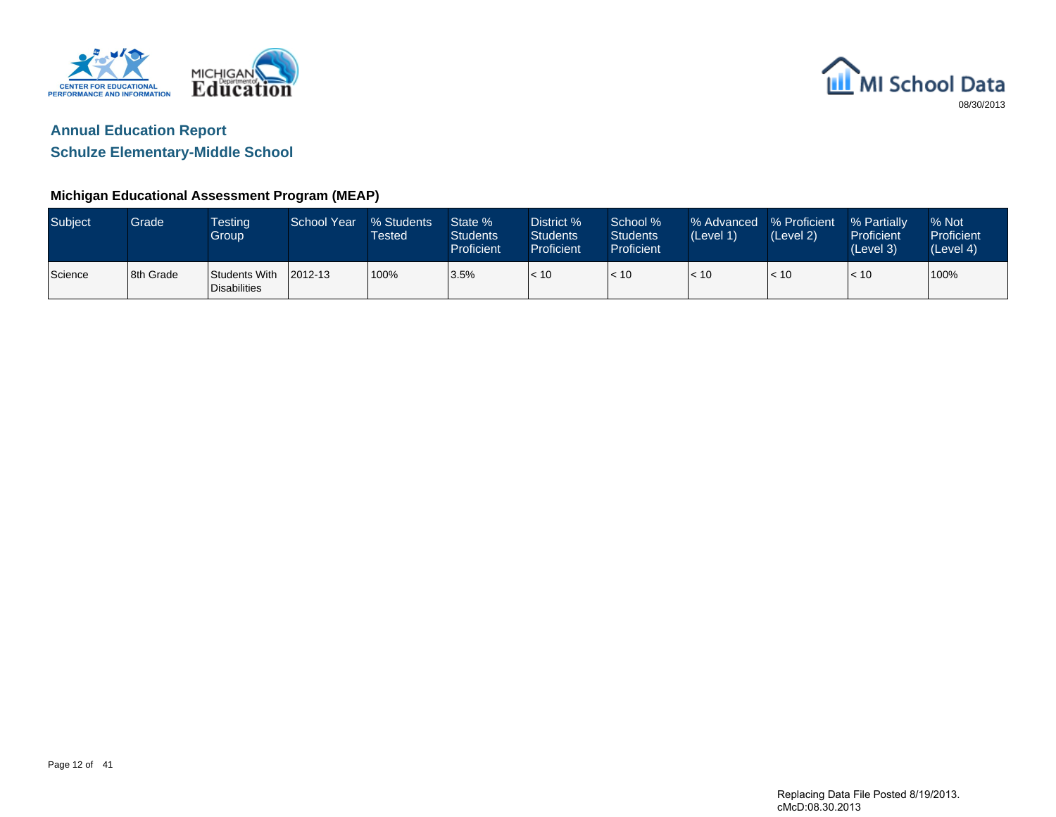## Annual Education Report

## Schulze Elementary-Middle School

### Michigan Educational Assessment Program (MEAP)

| Subject | Grade | Testing Group | School Year | % Students Tested | State % Students Proficient | District % Students Proficient | School % Students Proficient | % Advanced (Level 1) | % Proficient (Level 2) | % Partially Proficient (Level 3) | % Not Proficient (Level 4) |
|---|---|---|---|---|---|---|---|---|---|---|---|
| Science | 8th Grade | Students With Disabilities | 2012-13 | 100% | 3.5% | < 10 | < 10 | < 10 | < 10 | < 10 | 100% |

Replacing Data File Posted 8/19/2013.
cMcD:08.30.2013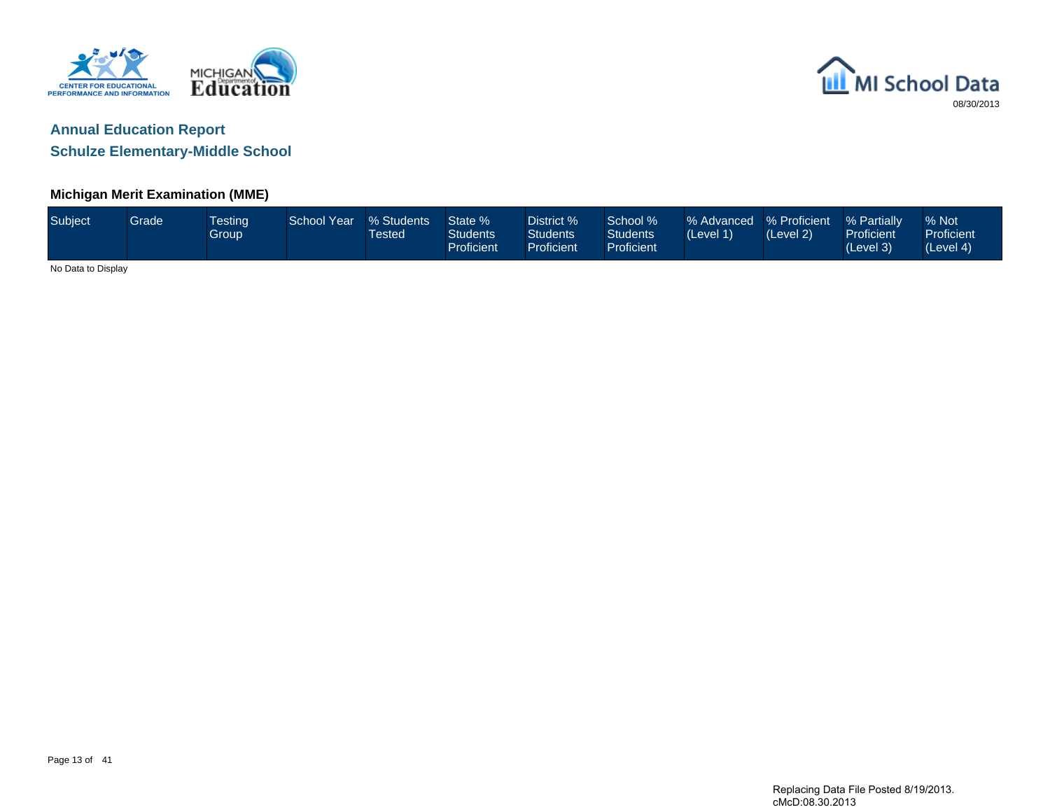## Annual Education Report

## Schulze Elementary-Middle School

### Michigan Merit Examination (MME)

| Subject | Grade | Testing Group | School Year | % Students Tested | State % Students Proficient | District % Students Proficient | School % Students Proficient | % Advanced (Level 1) | % Proficient (Level 2) | % Partially Proficient (Level 3) | % Not Proficient (Level 4) |
|---|---|---|---|---|---|---|---|---|---|---|---|

No Data to Display

Replacing Data File Posted 8/19/2013.
cMcD:08.30.2013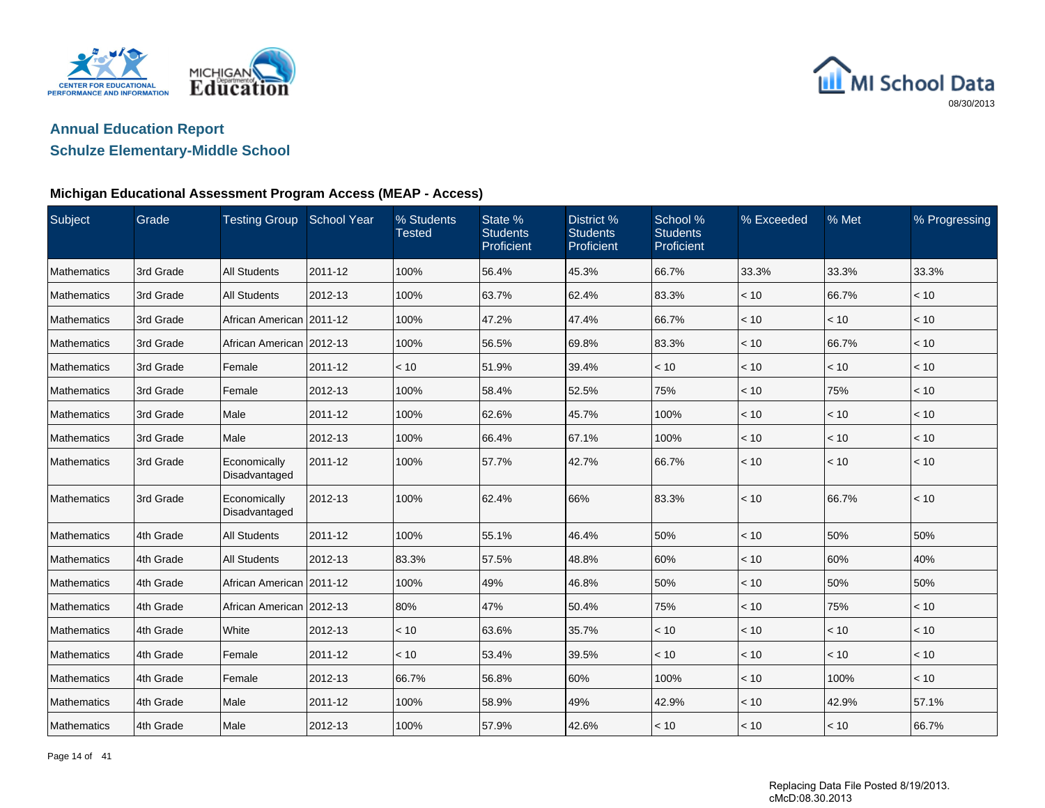## Annual Education Report
## Schulze Elementary-Middle School

### Michigan Educational Assessment Program Access (MEAP - Access)

| Subject | Grade | Testing Group | School Year | % Students Tested | State % Students Proficient | District % Students Proficient | School % Students Proficient | % Exceeded | % Met | % Progressing |
|---|---|---|---|---|---|---|---|---|---|---|
| Mathematics | 3rd Grade | All Students | 2011-12 | 100% | 56.4% | 45.3% | 66.7% | 33.3% | 33.3% | 33.3% |
| Mathematics | 3rd Grade | All Students | 2012-13 | 100% | 63.7% | 62.4% | 83.3% | < 10 | 66.7% | < 10 |
| Mathematics | 3rd Grade | African American | 2011-12 | 100% | 47.2% | 47.4% | 66.7% | < 10 | < 10 | < 10 |
| Mathematics | 3rd Grade | African American | 2012-13 | 100% | 56.5% | 69.8% | 83.3% | < 10 | 66.7% | < 10 |
| Mathematics | 3rd Grade | Female | 2011-12 | < 10 | 51.9% | 39.4% | < 10 | < 10 | < 10 | < 10 |
| Mathematics | 3rd Grade | Female | 2012-13 | 100% | 58.4% | 52.5% | 75% | < 10 | 75% | < 10 |
| Mathematics | 3rd Grade | Male | 2011-12 | 100% | 62.6% | 45.7% | 100% | < 10 | < 10 | < 10 |
| Mathematics | 3rd Grade | Male | 2012-13 | 100% | 66.4% | 67.1% | 100% | < 10 | < 10 | < 10 |
| Mathematics | 3rd Grade | Economically Disadvantaged | 2011-12 | 100% | 57.7% | 42.7% | 66.7% | < 10 | < 10 | < 10 |
| Mathematics | 3rd Grade | Economically Disadvantaged | 2012-13 | 100% | 62.4% | 66% | 83.3% | < 10 | 66.7% | < 10 |
| Mathematics | 4th Grade | All Students | 2011-12 | 100% | 55.1% | 46.4% | 50% | < 10 | 50% | 50% |
| Mathematics | 4th Grade | All Students | 2012-13 | 83.3% | 57.5% | 48.8% | 60% | < 10 | 60% | 40% |
| Mathematics | 4th Grade | African American | 2011-12 | 100% | 49% | 46.8% | 50% | < 10 | 50% | 50% |
| Mathematics | 4th Grade | African American | 2012-13 | 80% | 47% | 50.4% | 75% | < 10 | 75% | < 10 |
| Mathematics | 4th Grade | White | 2012-13 | < 10 | 63.6% | 35.7% | < 10 | < 10 | < 10 | < 10 |
| Mathematics | 4th Grade | Female | 2011-12 | < 10 | 53.4% | 39.5% | < 10 | < 10 | < 10 | < 10 |
| Mathematics | 4th Grade | Female | 2012-13 | 66.7% | 56.8% | 60% | 100% | < 10 | 100% | < 10 |
| Mathematics | 4th Grade | Male | 2011-12 | 100% | 58.9% | 49% | 42.9% | < 10 | 42.9% | 57.1% |
| Mathematics | 4th Grade | Male | 2012-13 | 100% | 57.9% | 42.6% | < 10 | < 10 | < 10 | 66.7% |

Replacing Data File Posted 8/19/2013.
cMcD:08.30.2013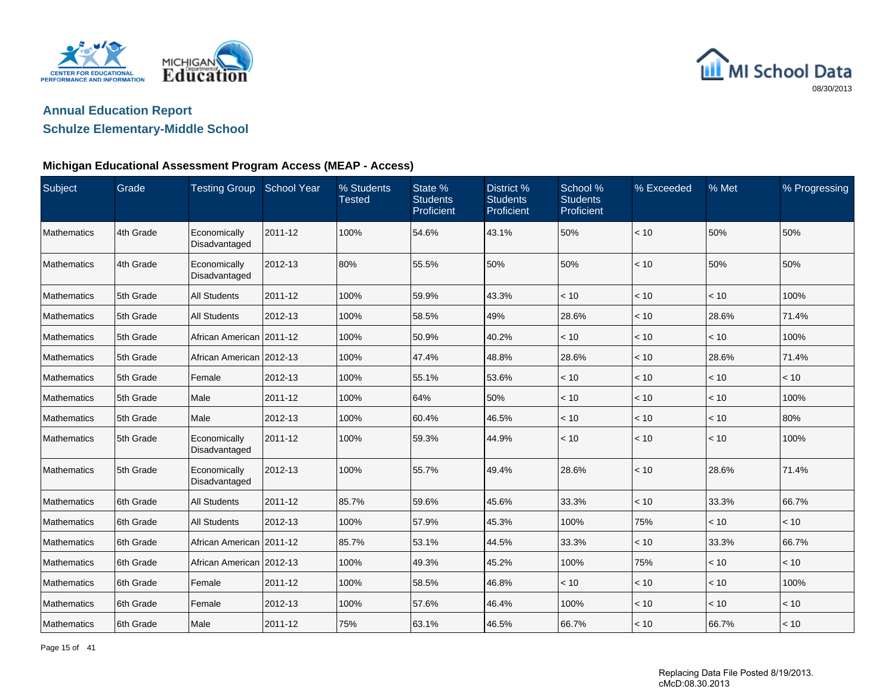## Annual Education Report

## Schulze Elementary-Middle School

### Michigan Educational Assessment Program Access (MEAP - Access)

| Subject | Grade | Testing Group | School Year | % Students Tested | State % Students Proficient | District % Students Proficient | School % Students Proficient | % Exceeded | % Met | % Progressing |
|---|---|---|---|---|---|---|---|---|---|---|
| Mathematics | 4th Grade | Economically Disadvantaged | 2011-12 | 100% | 54.6% | 43.1% | 50% | < 10 | 50% | 50% |
| Mathematics | 4th Grade | Economically Disadvantaged | 2012-13 | 80% | 55.5% | 50% | 50% | < 10 | 50% | 50% |
| Mathematics | 5th Grade | All Students | 2011-12 | 100% | 59.9% | 43.3% | < 10 | < 10 | < 10 | 100% |
| Mathematics | 5th Grade | All Students | 2012-13 | 100% | 58.5% | 49% | 28.6% | < 10 | 28.6% | 71.4% |
| Mathematics | 5th Grade | African American | 2011-12 | 100% | 50.9% | 40.2% | < 10 | < 10 | < 10 | 100% |
| Mathematics | 5th Grade | African American | 2012-13 | 100% | 47.4% | 48.8% | 28.6% | < 10 | 28.6% | 71.4% |
| Mathematics | 5th Grade | Female | 2012-13 | 100% | 55.1% | 53.6% | < 10 | < 10 | < 10 | < 10 |
| Mathematics | 5th Grade | Male | 2011-12 | 100% | 64% | 50% | < 10 | < 10 | < 10 | 100% |
| Mathematics | 5th Grade | Male | 2012-13 | 100% | 60.4% | 46.5% | < 10 | < 10 | < 10 | 80% |
| Mathematics | 5th Grade | Economically Disadvantaged | 2011-12 | 100% | 59.3% | 44.9% | < 10 | < 10 | < 10 | 100% |
| Mathematics | 5th Grade | Economically Disadvantaged | 2012-13 | 100% | 55.7% | 49.4% | 28.6% | < 10 | 28.6% | 71.4% |
| Mathematics | 6th Grade | All Students | 2011-12 | 85.7% | 59.6% | 45.6% | 33.3% | < 10 | 33.3% | 66.7% |
| Mathematics | 6th Grade | All Students | 2012-13 | 100% | 57.9% | 45.3% | 100% | 75% | < 10 | < 10 |
| Mathematics | 6th Grade | African American | 2011-12 | 85.7% | 53.1% | 44.5% | 33.3% | < 10 | 33.3% | 66.7% |
| Mathematics | 6th Grade | African American | 2012-13 | 100% | 49.3% | 45.2% | 100% | 75% | < 10 | < 10 |
| Mathematics | 6th Grade | Female | 2011-12 | 100% | 58.5% | 46.8% | < 10 | < 10 | < 10 | 100% |
| Mathematics | 6th Grade | Female | 2012-13 | 100% | 57.6% | 46.4% | 100% | < 10 | < 10 | < 10 |
| Mathematics | 6th Grade | Male | 2011-12 | 75% | 63.1% | 46.5% | 66.7% | < 10 | 66.7% | < 10 |

Replacing Data File Posted 8/19/2013.
cMcD:08.30.2013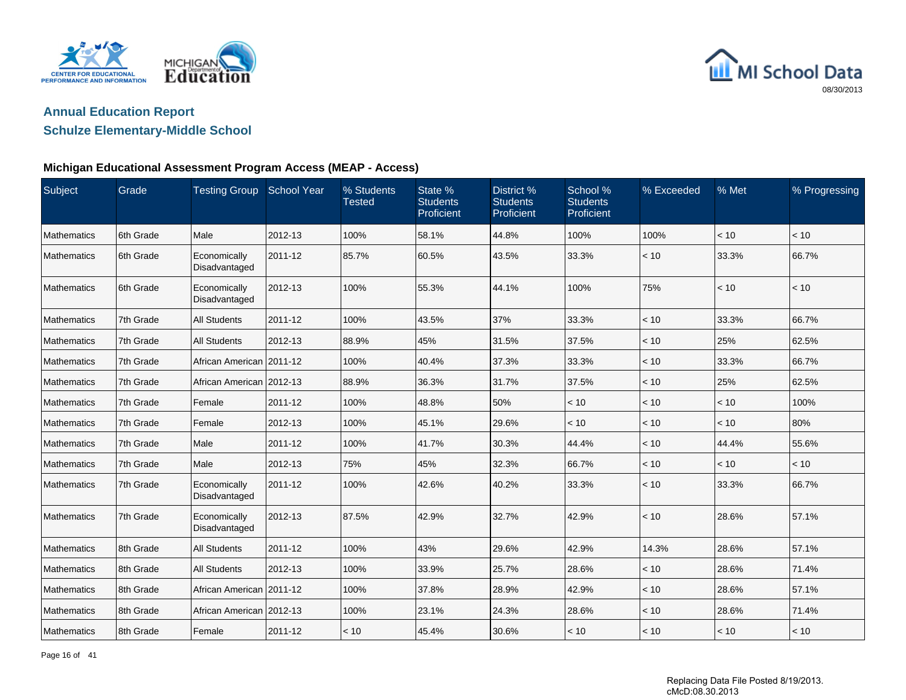## Annual Education Report

## Schulze Elementary-Middle School

### Michigan Educational Assessment Program Access (MEAP - Access)

| Subject | Grade | Testing Group | School Year | % Students Tested | State % Students Proficient | District % Students Proficient | School % Students Proficient | % Exceeded | % Met | % Progressing |
|---|---|---|---|---|---|---|---|---|---|---|
| Mathematics | 6th Grade | Male | 2012-13 | 100% | 58.1% | 44.8% | 100% | 100% | < 10 | < 10 |
| Mathematics | 6th Grade | Economically Disadvantaged | 2011-12 | 85.7% | 60.5% | 43.5% | 33.3% | < 10 | 33.3% | 66.7% |
| Mathematics | 6th Grade | Economically Disadvantaged | 2012-13 | 100% | 55.3% | 44.1% | 100% | 75% | < 10 | < 10 |
| Mathematics | 7th Grade | All Students | 2011-12 | 100% | 43.5% | 37% | 33.3% | < 10 | 33.3% | 66.7% |
| Mathematics | 7th Grade | All Students | 2012-13 | 88.9% | 45% | 31.5% | 37.5% | < 10 | 25% | 62.5% |
| Mathematics | 7th Grade | African American | 2011-12 | 100% | 40.4% | 37.3% | 33.3% | < 10 | 33.3% | 66.7% |
| Mathematics | 7th Grade | African American | 2012-13 | 88.9% | 36.3% | 31.7% | 37.5% | < 10 | 25% | 62.5% |
| Mathematics | 7th Grade | Female | 2011-12 | 100% | 48.8% | 50% | < 10 | < 10 | < 10 | 100% |
| Mathematics | 7th Grade | Female | 2012-13 | 100% | 45.1% | 29.6% | < 10 | < 10 | < 10 | 80% |
| Mathematics | 7th Grade | Male | 2011-12 | 100% | 41.7% | 30.3% | 44.4% | < 10 | 44.4% | 55.6% |
| Mathematics | 7th Grade | Male | 2012-13 | 75% | 45% | 32.3% | 66.7% | < 10 | < 10 | < 10 |
| Mathematics | 7th Grade | Economically Disadvantaged | 2011-12 | 100% | 42.6% | 40.2% | 33.3% | < 10 | 33.3% | 66.7% |
| Mathematics | 7th Grade | Economically Disadvantaged | 2012-13 | 87.5% | 42.9% | 32.7% | 42.9% | < 10 | 28.6% | 57.1% |
| Mathematics | 8th Grade | All Students | 2011-12 | 100% | 43% | 29.6% | 42.9% | 14.3% | 28.6% | 57.1% |
| Mathematics | 8th Grade | All Students | 2012-13 | 100% | 33.9% | 25.7% | 28.6% | < 10 | 28.6% | 71.4% |
| Mathematics | 8th Grade | African American | 2011-12 | 100% | 37.8% | 28.9% | 42.9% | < 10 | 28.6% | 57.1% |
| Mathematics | 8th Grade | African American | 2012-13 | 100% | 23.1% | 24.3% | 28.6% | < 10 | 28.6% | 71.4% |
| Mathematics | 8th Grade | Female | 2011-12 | < 10 | 45.4% | 30.6% | < 10 | < 10 | < 10 | < 10 |

Replacing Data File Posted 8/19/2013.
cMcD:08.30.2013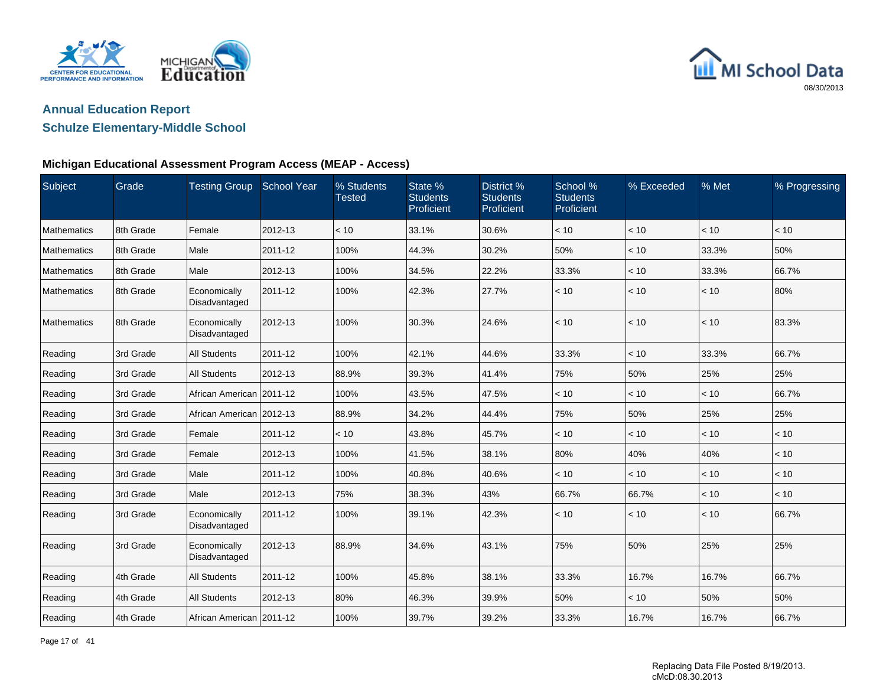## Annual Education Report

## Schulze Elementary-Middle School

### Michigan Educational Assessment Program Access (MEAP - Access)

| Subject | Grade | Testing Group | School Year | % Students Tested | State % Students Proficient | District % Students Proficient | School % Students Proficient | % Exceeded | % Met | % Progressing |
|---|---|---|---|---|---|---|---|---|---|---|
| Mathematics | 8th Grade | Female | 2012-13 | < 10 | 33.1% | 30.6% | < 10 | < 10 | < 10 | < 10 |
| Mathematics | 8th Grade | Male | 2011-12 | 100% | 44.3% | 30.2% | 50% | < 10 | 33.3% | 50% |
| Mathematics | 8th Grade | Male | 2012-13 | 100% | 34.5% | 22.2% | 33.3% | < 10 | 33.3% | 66.7% |
| Mathematics | 8th Grade | Economically Disadvantaged | 2011-12 | 100% | 42.3% | 27.7% | < 10 | < 10 | < 10 | 80% |
| Mathematics | 8th Grade | Economically Disadvantaged | 2012-13 | 100% | 30.3% | 24.6% | < 10 | < 10 | < 10 | 83.3% |
| Reading | 3rd Grade | All Students | 2011-12 | 100% | 42.1% | 44.6% | 33.3% | < 10 | 33.3% | 66.7% |
| Reading | 3rd Grade | All Students | 2012-13 | 88.9% | 39.3% | 41.4% | 75% | 50% | 25% | 25% |
| Reading | 3rd Grade | African American | 2011-12 | 100% | 43.5% | 47.5% | < 10 | < 10 | < 10 | 66.7% |
| Reading | 3rd Grade | African American | 2012-13 | 88.9% | 34.2% | 44.4% | 75% | 50% | 25% | 25% |
| Reading | 3rd Grade | Female | 2011-12 | < 10 | 43.8% | 45.7% | < 10 | < 10 | < 10 | < 10 |
| Reading | 3rd Grade | Female | 2012-13 | 100% | 41.5% | 38.1% | 80% | 40% | 40% | < 10 |
| Reading | 3rd Grade | Male | 2011-12 | 100% | 40.8% | 40.6% | < 10 | < 10 | < 10 | < 10 |
| Reading | 3rd Grade | Male | 2012-13 | 75% | 38.3% | 43% | 66.7% | 66.7% | < 10 | < 10 |
| Reading | 3rd Grade | Economically Disadvantaged | 2011-12 | 100% | 39.1% | 42.3% | < 10 | < 10 | < 10 | 66.7% |
| Reading | 3rd Grade | Economically Disadvantaged | 2012-13 | 88.9% | 34.6% | 43.1% | 75% | 50% | 25% | 25% |
| Reading | 4th Grade | All Students | 2011-12 | 100% | 45.8% | 38.1% | 33.3% | 16.7% | 16.7% | 66.7% |
| Reading | 4th Grade | All Students | 2012-13 | 80% | 46.3% | 39.9% | 50% | < 10 | 50% | 50% |
| Reading | 4th Grade | African American | 2011-12 | 100% | 39.7% | 39.2% | 33.3% | 16.7% | 16.7% | 66.7% |

Replacing Data File Posted 8/19/2013.
cMcD:08.30.2013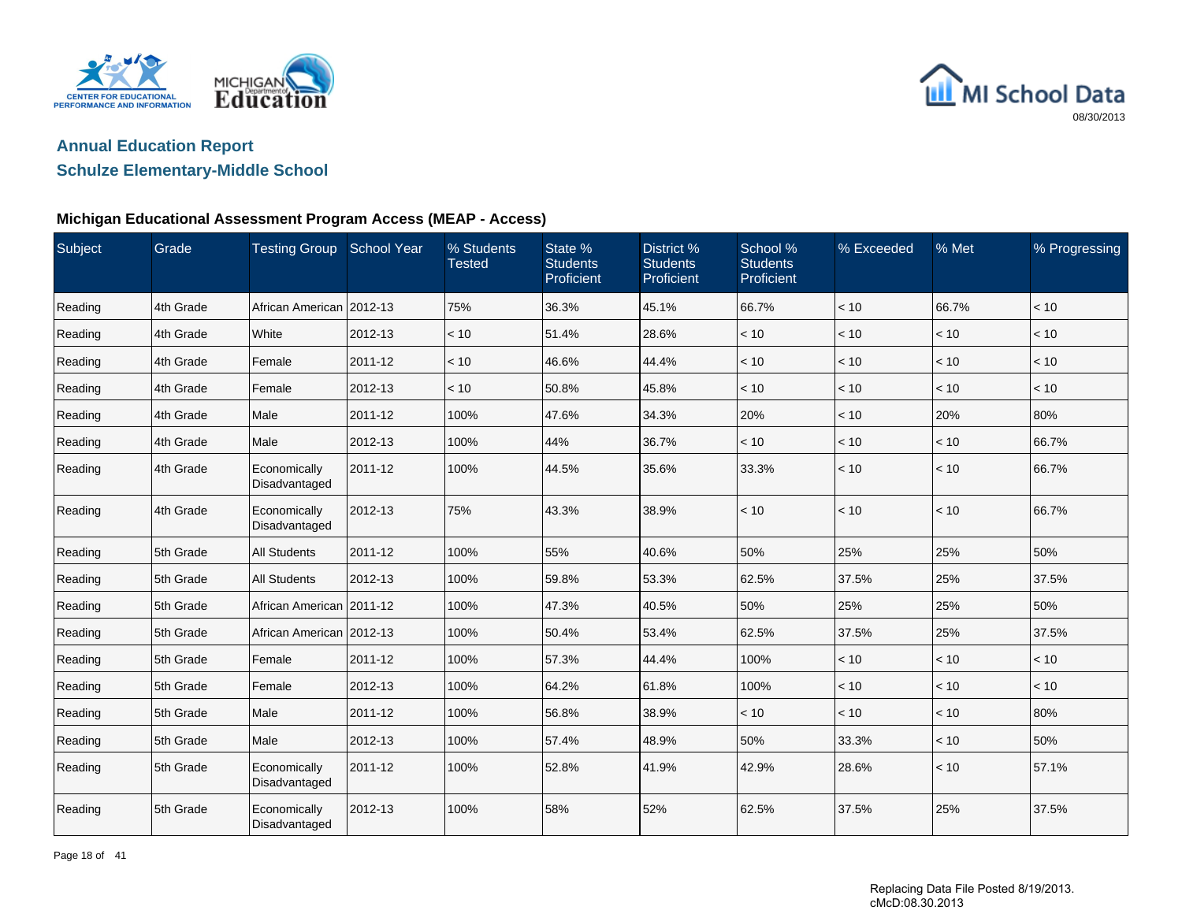## Annual Education Report

## Schulze Elementary-Middle School

### Michigan Educational Assessment Program Access (MEAP - Access)

| Subject | Grade | Testing Group | School Year | % Students Tested | State % Students Proficient | District % Students Proficient | School % Students Proficient | % Exceeded | % Met | % Progressing |
|---|---|---|---|---|---|---|---|---|---|---|
| Reading | 4th Grade | African American | 2012-13 | 75% | 36.3% | 45.1% | 66.7% | < 10 | 66.7% | < 10 |
| Reading | 4th Grade | White | 2012-13 | < 10 | 51.4% | 28.6% | < 10 | < 10 | < 10 | < 10 |
| Reading | 4th Grade | Female | 2011-12 | < 10 | 46.6% | 44.4% | < 10 | < 10 | < 10 | < 10 |
| Reading | 4th Grade | Female | 2012-13 | < 10 | 50.8% | 45.8% | < 10 | < 10 | < 10 | < 10 |
| Reading | 4th Grade | Male | 2011-12 | 100% | 47.6% | 34.3% | 20% | < 10 | 20% | 80% |
| Reading | 4th Grade | Male | 2012-13 | 100% | 44% | 36.7% | < 10 | < 10 | < 10 | 66.7% |
| Reading | 4th Grade | Economically Disadvantaged | 2011-12 | 100% | 44.5% | 35.6% | 33.3% | < 10 | < 10 | 66.7% |
| Reading | 4th Grade | Economically Disadvantaged | 2012-13 | 75% | 43.3% | 38.9% | < 10 | < 10 | < 10 | 66.7% |
| Reading | 5th Grade | All Students | 2011-12 | 100% | 55% | 40.6% | 50% | 25% | 25% | 50% |
| Reading | 5th Grade | All Students | 2012-13 | 100% | 59.8% | 53.3% | 62.5% | 37.5% | 25% | 37.5% |
| Reading | 5th Grade | African American | 2011-12 | 100% | 47.3% | 40.5% | 50% | 25% | 25% | 50% |
| Reading | 5th Grade | African American | 2012-13 | 100% | 50.4% | 53.4% | 62.5% | 37.5% | 25% | 37.5% |
| Reading | 5th Grade | Female | 2011-12 | 100% | 57.3% | 44.4% | 100% | < 10 | < 10 | < 10 |
| Reading | 5th Grade | Female | 2012-13 | 100% | 64.2% | 61.8% | 100% | < 10 | < 10 | < 10 |
| Reading | 5th Grade | Male | 2011-12 | 100% | 56.8% | 38.9% | < 10 | < 10 | < 10 | 80% |
| Reading | 5th Grade | Male | 2012-13 | 100% | 57.4% | 48.9% | 50% | 33.3% | < 10 | 50% |
| Reading | 5th Grade | Economically Disadvantaged | 2011-12 | 100% | 52.8% | 41.9% | 42.9% | 28.6% | < 10 | 57.1% |
| Reading | 5th Grade | Economically Disadvantaged | 2012-13 | 100% | 58% | 52% | 62.5% | 37.5% | 25% | 37.5% |

Replacing Data File Posted 8/19/2013.
cMcD:08.30.2013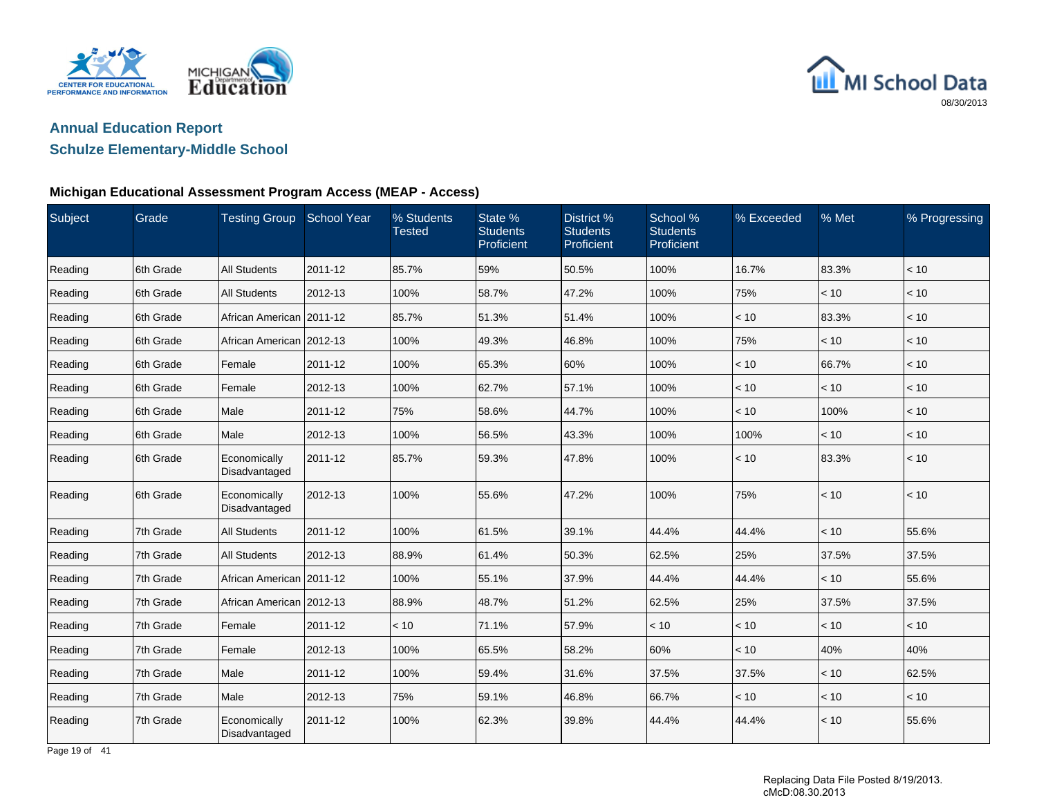# Annual Education Report

## Schulze Elementary-Middle School

### Michigan Educational Assessment Program Access (MEAP - Access)

| Subject | Grade | Testing Group | School Year | % Students Tested | State % Students Proficient | District % Students Proficient | School % Students Proficient | % Exceeded | % Met | % Progressing |
|---|---|---|---|---|---|---|---|---|---|---|
| Reading | 6th Grade | All Students | 2011-12 | 85.7% | 59% | 50.5% | 100% | 16.7% | 83.3% | < 10 |
| Reading | 6th Grade | All Students | 2012-13 | 100% | 58.7% | 47.2% | 100% | 75% | < 10 | < 10 |
| Reading | 6th Grade | African American | 2011-12 | 85.7% | 51.3% | 51.4% | 100% | < 10 | 83.3% | < 10 |
| Reading | 6th Grade | African American | 2012-13 | 100% | 49.3% | 46.8% | 100% | 75% | < 10 | < 10 |
| Reading | 6th Grade | Female | 2011-12 | 100% | 65.3% | 60% | 100% | < 10 | 66.7% | < 10 |
| Reading | 6th Grade | Female | 2012-13 | 100% | 62.7% | 57.1% | 100% | < 10 | < 10 | < 10 |
| Reading | 6th Grade | Male | 2011-12 | 75% | 58.6% | 44.7% | 100% | < 10 | 100% | < 10 |
| Reading | 6th Grade | Male | 2012-13 | 100% | 56.5% | 43.3% | 100% | 100% | < 10 | < 10 |
| Reading | 6th Grade | Economically Disadvantaged | 2011-12 | 85.7% | 59.3% | 47.8% | 100% | < 10 | 83.3% | < 10 |
| Reading | 6th Grade | Economically Disadvantaged | 2012-13 | 100% | 55.6% | 47.2% | 100% | 75% | < 10 | < 10 |
| Reading | 7th Grade | All Students | 2011-12 | 100% | 61.5% | 39.1% | 44.4% | 44.4% | < 10 | 55.6% |
| Reading | 7th Grade | All Students | 2012-13 | 88.9% | 61.4% | 50.3% | 62.5% | 25% | 37.5% | 37.5% |
| Reading | 7th Grade | African American | 2011-12 | 100% | 55.1% | 37.9% | 44.4% | 44.4% | < 10 | 55.6% |
| Reading | 7th Grade | African American | 2012-13 | 88.9% | 48.7% | 51.2% | 62.5% | 25% | 37.5% | 37.5% |
| Reading | 7th Grade | Female | 2011-12 | < 10 | 71.1% | 57.9% | < 10 | < 10 | < 10 | < 10 |
| Reading | 7th Grade | Female | 2012-13 | 100% | 65.5% | 58.2% | 60% | < 10 | 40% | 40% |
| Reading | 7th Grade | Male | 2011-12 | 100% | 59.4% | 31.6% | 37.5% | 37.5% | < 10 | 62.5% |
| Reading | 7th Grade | Male | 2012-13 | 75% | 59.1% | 46.8% | 66.7% | < 10 | < 10 | < 10 |
| Reading | 7th Grade | Economically Disadvantaged | 2011-12 | 100% | 62.3% | 39.8% | 44.4% | 44.4% | < 10 | 55.6% |

Replacing Data File Posted 8/19/2013.
cMcD:08.30.2013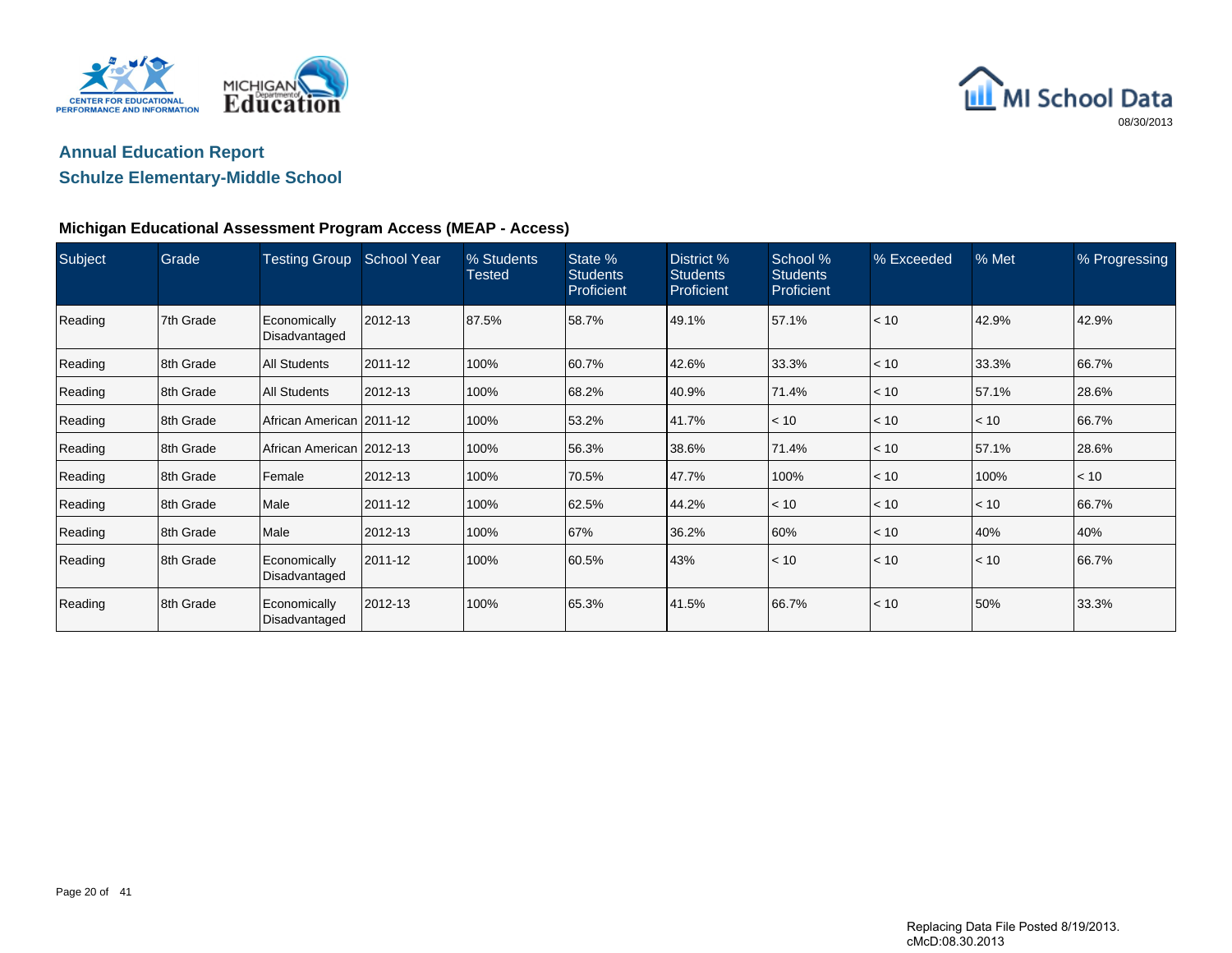## Annual Education Report

## Schulze Elementary-Middle School

### Michigan Educational Assessment Program Access (MEAP - Access)

| Subject | Grade | Testing Group | School Year | % Students Tested | State % Students Proficient | District % Students Proficient | School % Students Proficient | % Exceeded | % Met | % Progressing |
|---|---|---|---|---|---|---|---|---|---|---|
| Reading | 7th Grade | Economically Disadvantaged | 2012-13 | 87.5% | 58.7% | 49.1% | 57.1% | < 10 | 42.9% | 42.9% |
| Reading | 8th Grade | All Students | 2011-12 | 100% | 60.7% | 42.6% | 33.3% | < 10 | 33.3% | 66.7% |
| Reading | 8th Grade | All Students | 2012-13 | 100% | 68.2% | 40.9% | 71.4% | < 10 | 57.1% | 28.6% |
| Reading | 8th Grade | African American | 2011-12 | 100% | 53.2% | 41.7% | < 10 | < 10 | < 10 | 66.7% |
| Reading | 8th Grade | African American | 2012-13 | 100% | 56.3% | 38.6% | 71.4% | < 10 | 57.1% | 28.6% |
| Reading | 8th Grade | Female | 2012-13 | 100% | 70.5% | 47.7% | 100% | < 10 | 100% | < 10 |
| Reading | 8th Grade | Male | 2011-12 | 100% | 62.5% | 44.2% | < 10 | < 10 | < 10 | 66.7% |
| Reading | 8th Grade | Male | 2012-13 | 100% | 67% | 36.2% | 60% | < 10 | 40% | 40% |
| Reading | 8th Grade | Economically Disadvantaged | 2011-12 | 100% | 60.5% | 43% | < 10 | < 10 | < 10 | 66.7% |
| Reading | 8th Grade | Economically Disadvantaged | 2012-13 | 100% | 65.3% | 41.5% | 66.7% | < 10 | 50% | 33.3% |

Replacing Data File Posted 8/19/2013.
cMcD:08.30.2013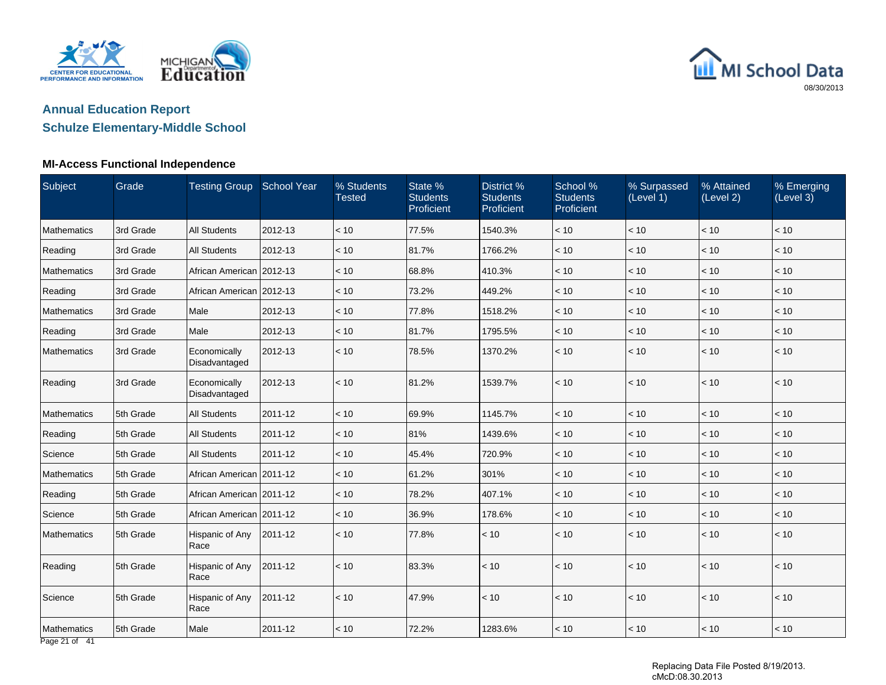## Annual Education Report

## Schulze Elementary-Middle School

### MI-Access Functional Independence

| Subject | Grade | Testing Group | School Year | % Students Tested | State % Students Proficient | District % Students Proficient | School % Students Proficient | % Surpassed (Level 1) | % Attained (Level 2) | % Emerging (Level 3) |
|---|---|---|---|---|---|---|---|---|---|---|
| Mathematics | 3rd Grade | All Students | 2012-13 | < 10 | 77.5% | 1540.3% | < 10 | < 10 | < 10 | < 10 |
| Reading | 3rd Grade | All Students | 2012-13 | < 10 | 81.7% | 1766.2% | < 10 | < 10 | < 10 | < 10 |
| Mathematics | 3rd Grade | African American | 2012-13 | < 10 | 68.8% | 410.3% | < 10 | < 10 | < 10 | < 10 |
| Reading | 3rd Grade | African American | 2012-13 | < 10 | 73.2% | 449.2% | < 10 | < 10 | < 10 | < 10 |
| Mathematics | 3rd Grade | Male | 2012-13 | < 10 | 77.8% | 1518.2% | < 10 | < 10 | < 10 | < 10 |
| Reading | 3rd Grade | Male | 2012-13 | < 10 | 81.7% | 1795.5% | < 10 | < 10 | < 10 | < 10 |
| Mathematics | 3rd Grade | Economically Disadvantaged | 2012-13 | < 10 | 78.5% | 1370.2% | < 10 | < 10 | < 10 | < 10 |
| Reading | 3rd Grade | Economically Disadvantaged | 2012-13 | < 10 | 81.2% | 1539.7% | < 10 | < 10 | < 10 | < 10 |
| Mathematics | 5th Grade | All Students | 2011-12 | < 10 | 69.9% | 1145.7% | < 10 | < 10 | < 10 | < 10 |
| Reading | 5th Grade | All Students | 2011-12 | < 10 | 81% | 1439.6% | < 10 | < 10 | < 10 | < 10 |
| Science | 5th Grade | All Students | 2011-12 | < 10 | 45.4% | 720.9% | < 10 | < 10 | < 10 | < 10 |
| Mathematics | 5th Grade | African American | 2011-12 | < 10 | 61.2% | 301% | < 10 | < 10 | < 10 | < 10 |
| Reading | 5th Grade | African American | 2011-12 | < 10 | 78.2% | 407.1% | < 10 | < 10 | < 10 | < 10 |
| Science | 5th Grade | African American | 2011-12 | < 10 | 36.9% | 178.6% | < 10 | < 10 | < 10 | < 10 |
| Mathematics | 5th Grade | Hispanic of Any Race | 2011-12 | < 10 | 77.8% | < 10 | < 10 | < 10 | < 10 | < 10 |
| Reading | 5th Grade | Hispanic of Any Race | 2011-12 | < 10 | 83.3% | < 10 | < 10 | < 10 | < 10 | < 10 |
| Science | 5th Grade | Hispanic of Any Race | 2011-12 | < 10 | 47.9% | < 10 | < 10 | < 10 | < 10 | < 10 |
| Mathematics | 5th Grade | Male | 2011-12 | < 10 | 72.2% | 1283.6% | < 10 | < 10 | < 10 | < 10 |

Replacing Data File Posted 8/19/2013.
cMcD:08.30.2013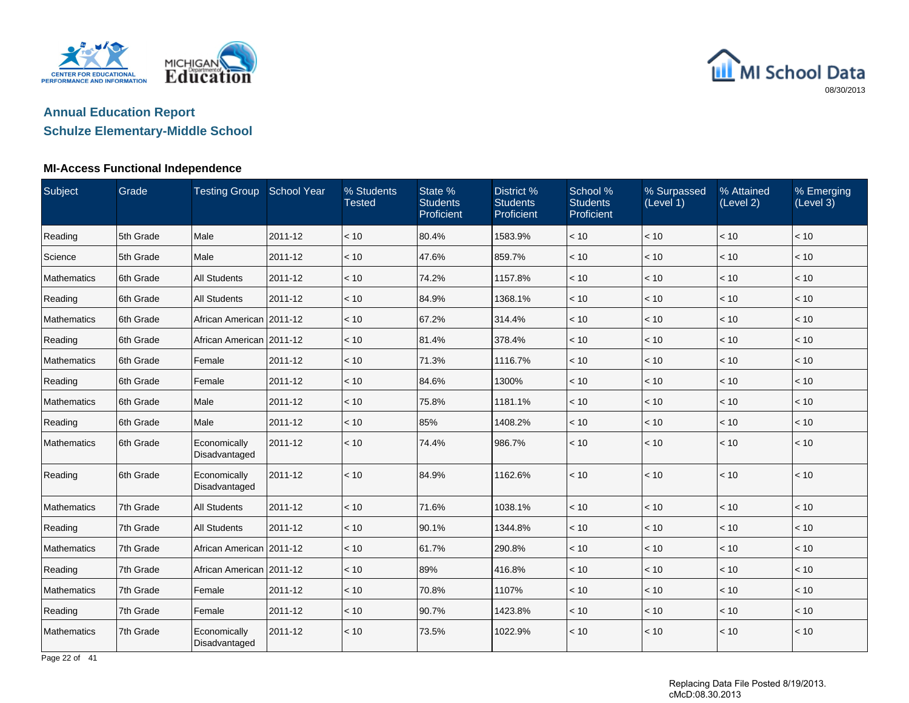# Annual Education Report

## Schulze Elementary-Middle School

### MI-Access Functional Independence

| Subject | Grade | Testing Group | School Year | % Students Tested | State % Students Proficient | District % Students Proficient | School % Students Proficient | % Surpassed (Level 1) | % Attained (Level 2) | % Emerging (Level 3) |
|---|---|---|---|---|---|---|---|---|---|---|
| Reading | 5th Grade | Male | 2011-12 | < 10 | 80.4% | 1583.9% | < 10 | < 10 | < 10 | < 10 |
| Science | 5th Grade | Male | 2011-12 | < 10 | 47.6% | 859.7% | < 10 | < 10 | < 10 | < 10 |
| Mathematics | 6th Grade | All Students | 2011-12 | < 10 | 74.2% | 1157.8% | < 10 | < 10 | < 10 | < 10 |
| Reading | 6th Grade | All Students | 2011-12 | < 10 | 84.9% | 1368.1% | < 10 | < 10 | < 10 | < 10 |
| Mathematics | 6th Grade | African American | 2011-12 | < 10 | 67.2% | 314.4% | < 10 | < 10 | < 10 | < 10 |
| Reading | 6th Grade | African American | 2011-12 | < 10 | 81.4% | 378.4% | < 10 | < 10 | < 10 | < 10 |
| Mathematics | 6th Grade | Female | 2011-12 | < 10 | 71.3% | 1116.7% | < 10 | < 10 | < 10 | < 10 |
| Reading | 6th Grade | Female | 2011-12 | < 10 | 84.6% | 1300% | < 10 | < 10 | < 10 | < 10 |
| Mathematics | 6th Grade | Male | 2011-12 | < 10 | 75.8% | 1181.1% | < 10 | < 10 | < 10 | < 10 |
| Reading | 6th Grade | Male | 2011-12 | < 10 | 85% | 1408.2% | < 10 | < 10 | < 10 | < 10 |
| Mathematics | 6th Grade | Economically Disadvantaged | 2011-12 | < 10 | 74.4% | 986.7% | < 10 | < 10 | < 10 | < 10 |
| Reading | 6th Grade | Economically Disadvantaged | 2011-12 | < 10 | 84.9% | 1162.6% | < 10 | < 10 | < 10 | < 10 |
| Mathematics | 7th Grade | All Students | 2011-12 | < 10 | 71.6% | 1038.1% | < 10 | < 10 | < 10 | < 10 |
| Reading | 7th Grade | All Students | 2011-12 | < 10 | 90.1% | 1344.8% | < 10 | < 10 | < 10 | < 10 |
| Mathematics | 7th Grade | African American | 2011-12 | < 10 | 61.7% | 290.8% | < 10 | < 10 | < 10 | < 10 |
| Reading | 7th Grade | African American | 2011-12 | < 10 | 89% | 416.8% | < 10 | < 10 | < 10 | < 10 |
| Mathematics | 7th Grade | Female | 2011-12 | < 10 | 70.8% | 1107% | < 10 | < 10 | < 10 | < 10 |
| Reading | 7th Grade | Female | 2011-12 | < 10 | 90.7% | 1423.8% | < 10 | < 10 | < 10 | < 10 |
| Mathematics | 7th Grade | Economically Disadvantaged | 2011-12 | < 10 | 73.5% | 1022.9% | < 10 | < 10 | < 10 | < 10 |

Replacing Data File Posted 8/19/2013.
cMcD:08.30.2013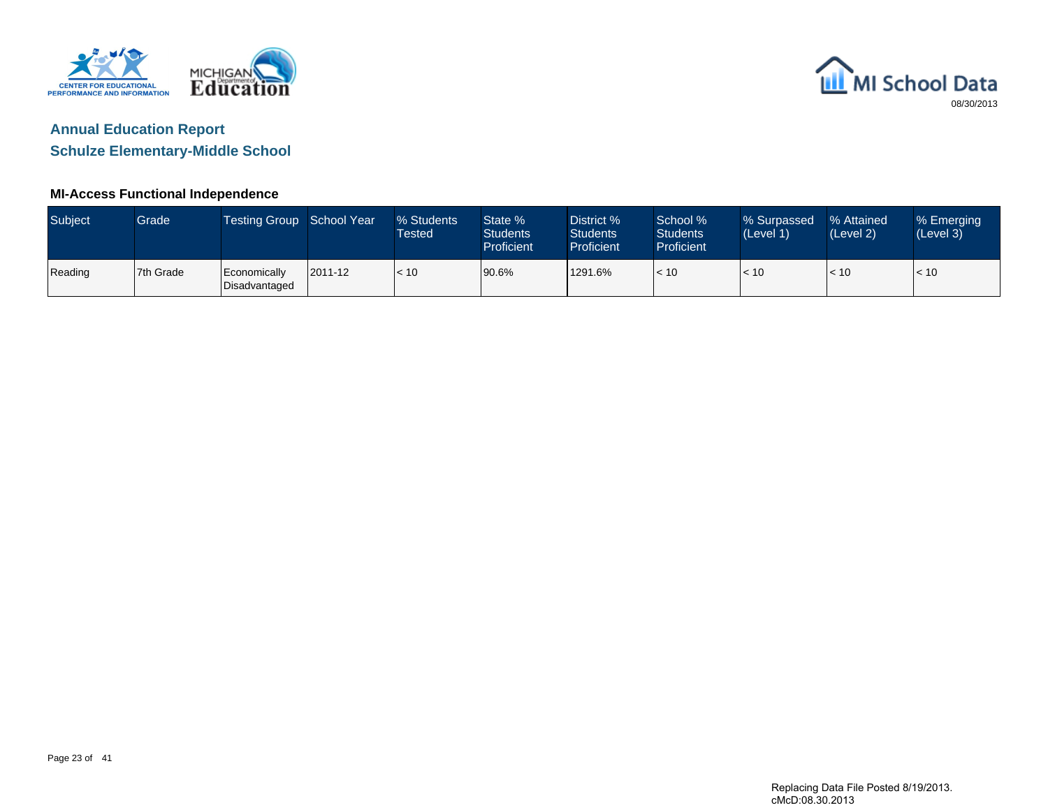## Annual Education Report

## Schulze Elementary-Middle School

### MI-Access Functional Independence

| Subject | Grade | Testing Group | School Year | % Students Tested | State % Students Proficient | District % Students Proficient | School % Students Proficient | % Surpassed (Level 1) | % Attained (Level 2) | % Emerging (Level 3) |
|---|---|---|---|---|---|---|---|---|---|---|
| Reading | 7th Grade | Economically Disadvantaged | 2011-12 | < 10 | 90.6% | 1291.6% | < 10 | < 10 | < 10 | < 10 |

Replacing Data File Posted 8/19/2013.
cMcD:08.30.2013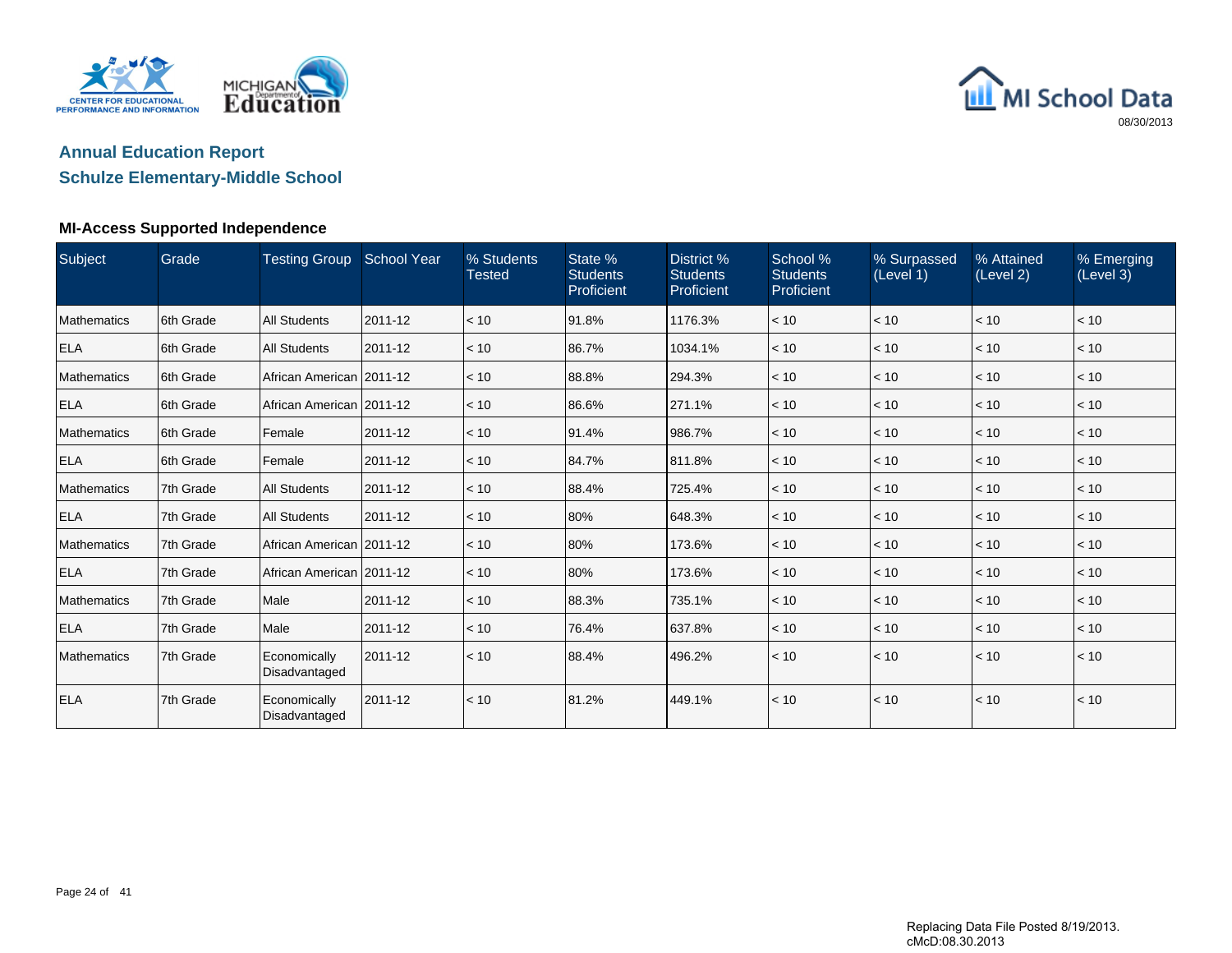## Annual Education Report

## Schulze Elementary-Middle School

### MI-Access Supported Independence

| Subject | Grade | Testing Group | School Year | % Students Tested | State % Students Proficient | District % Students Proficient | School % Students Proficient | % Surpassed (Level 1) | % Attained (Level 2) | % Emerging (Level 3) |
|---|---|---|---|---|---|---|---|---|---|---|
| Mathematics | 6th Grade | All Students | 2011-12 | < 10 | 91.8% | 1176.3% | < 10 | < 10 | < 10 | < 10 |
| ELA | 6th Grade | All Students | 2011-12 | < 10 | 86.7% | 1034.1% | < 10 | < 10 | < 10 | < 10 |
| Mathematics | 6th Grade | African American | 2011-12 | < 10 | 88.8% | 294.3% | < 10 | < 10 | < 10 | < 10 |
| ELA | 6th Grade | African American | 2011-12 | < 10 | 86.6% | 271.1% | < 10 | < 10 | < 10 | < 10 |
| Mathematics | 6th Grade | Female | 2011-12 | < 10 | 91.4% | 986.7% | < 10 | < 10 | < 10 | < 10 |
| ELA | 6th Grade | Female | 2011-12 | < 10 | 84.7% | 811.8% | < 10 | < 10 | < 10 | < 10 |
| Mathematics | 7th Grade | All Students | 2011-12 | < 10 | 88.4% | 725.4% | < 10 | < 10 | < 10 | < 10 |
| ELA | 7th Grade | All Students | 2011-12 | < 10 | 80% | 648.3% | < 10 | < 10 | < 10 | < 10 |
| Mathematics | 7th Grade | African American | 2011-12 | < 10 | 80% | 173.6% | < 10 | < 10 | < 10 | < 10 |
| ELA | 7th Grade | African American | 2011-12 | < 10 | 80% | 173.6% | < 10 | < 10 | < 10 | < 10 |
| Mathematics | 7th Grade | Male | 2011-12 | < 10 | 88.3% | 735.1% | < 10 | < 10 | < 10 | < 10 |
| ELA | 7th Grade | Male | 2011-12 | < 10 | 76.4% | 637.8% | < 10 | < 10 | < 10 | < 10 |
| Mathematics | 7th Grade | Economically Disadvantaged | 2011-12 | < 10 | 88.4% | 496.2% | < 10 | < 10 | < 10 | < 10 |
| ELA | 7th Grade | Economically Disadvantaged | 2011-12 | < 10 | 81.2% | 449.1% | < 10 | < 10 | < 10 | < 10 |

Replacing Data File Posted 8/19/2013.
cMcD:08.30.2013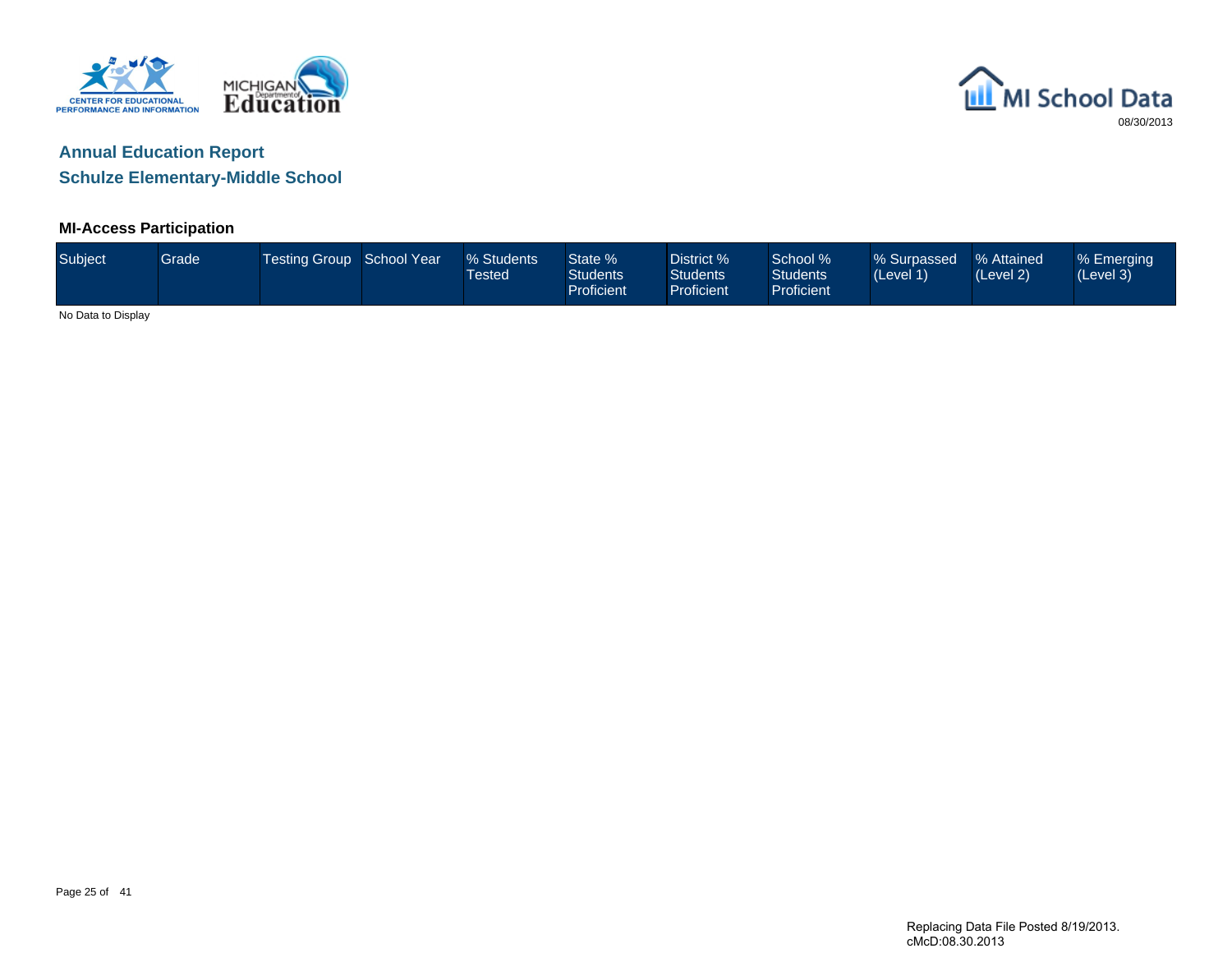## Annual Education Report
## Schulze Elementary-Middle School

### MI-Access Participation

| Subject | Grade | Testing Group | School Year | % Students Tested | State % Students Proficient | District % Students Proficient | School % Students Proficient | % Surpassed (Level 1) | % Attained (Level 2) | % Emerging (Level 3) |
|---|---|---|---|---|---|---|---|---|---|---|

No Data to Display

Replacing Data File Posted 8/19/2013.
cMcD:08.30.2013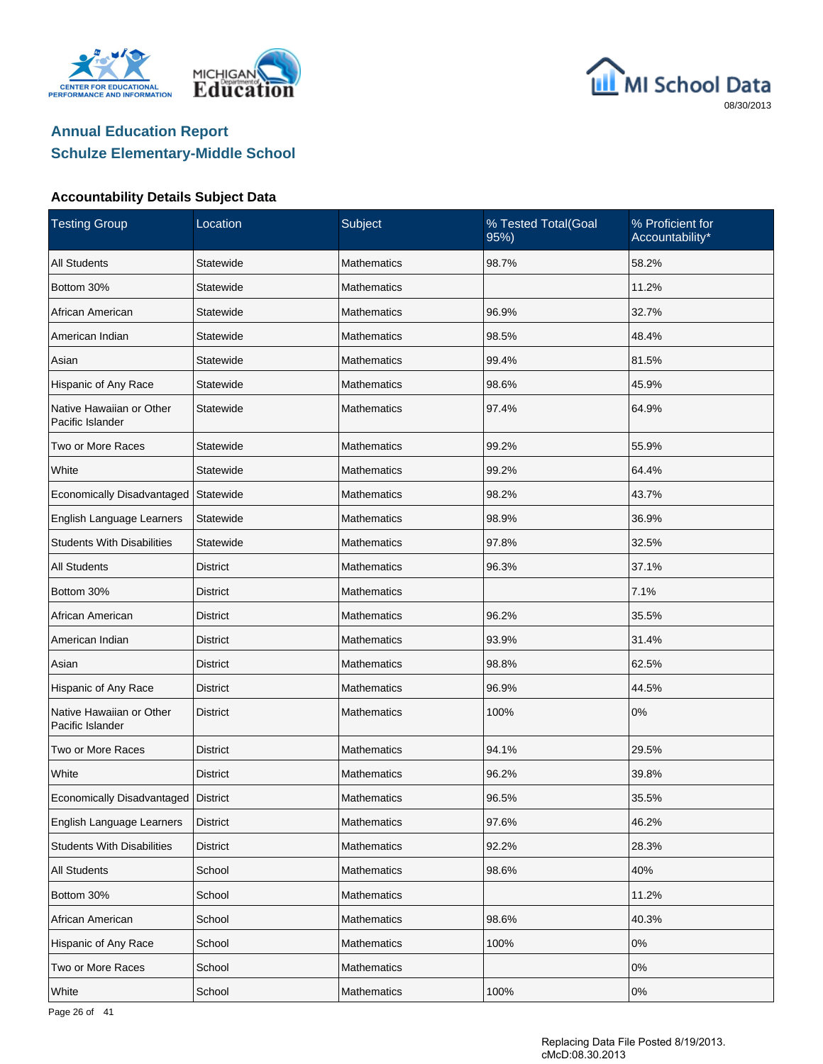## Annual Education Report
## Schulze Elementary-Middle School

### Accountability Details Subject Data

| Testing Group | Location | Subject | % Tested Total(Goal 95%) | % Proficient for Accountability* |
|---|---|---|---|---|
| All Students | Statewide | Mathematics | 98.7% | 58.2% |
| Bottom 30% | Statewide | Mathematics | | 11.2% |
| African American | Statewide | Mathematics | 96.9% | 32.7% |
| American Indian | Statewide | Mathematics | 98.5% | 48.4% |
| Asian | Statewide | Mathematics | 99.4% | 81.5% |
| Hispanic of Any Race | Statewide | Mathematics | 98.6% | 45.9% |
| Native Hawaiian or Other Pacific Islander | Statewide | Mathematics | 97.4% | 64.9% |
| Two or More Races | Statewide | Mathematics | 99.2% | 55.9% |
| White | Statewide | Mathematics | 99.2% | 64.4% |
| Economically Disadvantaged | Statewide | Mathematics | 98.2% | 43.7% |
| English Language Learners | Statewide | Mathematics | 98.9% | 36.9% |
| Students With Disabilities | Statewide | Mathematics | 97.8% | 32.5% |
| All Students | District | Mathematics | 96.3% | 37.1% |
| Bottom 30% | District | Mathematics | | 7.1% |
| African American | District | Mathematics | 96.2% | 35.5% |
| American Indian | District | Mathematics | 93.9% | 31.4% |
| Asian | District | Mathematics | 98.8% | 62.5% |
| Hispanic of Any Race | District | Mathematics | 96.9% | 44.5% |
| Native Hawaiian or Other Pacific Islander | District | Mathematics | 100% | 0% |
| Two or More Races | District | Mathematics | 94.1% | 29.5% |
| White | District | Mathematics | 96.2% | 39.8% |
| Economically Disadvantaged | District | Mathematics | 96.5% | 35.5% |
| English Language Learners | District | Mathematics | 97.6% | 46.2% |
| Students With Disabilities | District | Mathematics | 92.2% | 28.3% |
| All Students | School | Mathematics | 98.6% | 40% |
| Bottom 30% | School | Mathematics | | 11.2% |
| African American | School | Mathematics | 98.6% | 40.3% |
| Hispanic of Any Race | School | Mathematics | 100% | 0% |
| Two or More Races | School | Mathematics | | 0% |
| White | School | Mathematics | 100% | 0% |

Replacing Data File Posted 8/19/2013.
cMcD:08.30.2013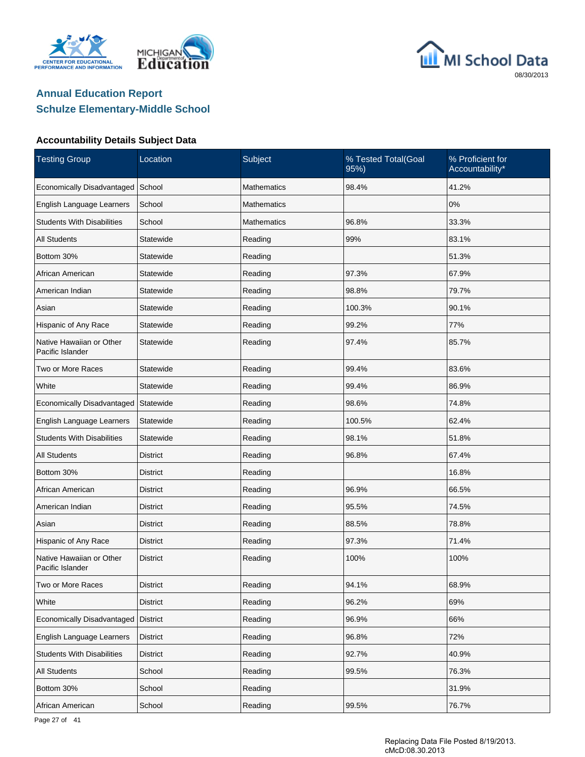## Annual Education Report
## Schulze Elementary-Middle School

### Accountability Details Subject Data

| Testing Group | Location | Subject | % Tested Total(Goal 95%) | % Proficient for Accountability* |
|---|---|---|---|---|
| Economically Disadvantaged | School | Mathematics | 98.4% | 41.2% |
| English Language Learners | School | Mathematics | | 0% |
| Students With Disabilities | School | Mathematics | 96.8% | 33.3% |
| All Students | Statewide | Reading | 99% | 83.1% |
| Bottom 30% | Statewide | Reading | | 51.3% |
| African American | Statewide | Reading | 97.3% | 67.9% |
| American Indian | Statewide | Reading | 98.8% | 79.7% |
| Asian | Statewide | Reading | 100.3% | 90.1% |
| Hispanic of Any Race | Statewide | Reading | 99.2% | 77% |
| Native Hawaiian or Other Pacific Islander | Statewide | Reading | 97.4% | 85.7% |
| Two or More Races | Statewide | Reading | 99.4% | 83.6% |
| White | Statewide | Reading | 99.4% | 86.9% |
| Economically Disadvantaged | Statewide | Reading | 98.6% | 74.8% |
| English Language Learners | Statewide | Reading | 100.5% | 62.4% |
| Students With Disabilities | Statewide | Reading | 98.1% | 51.8% |
| All Students | District | Reading | 96.8% | 67.4% |
| Bottom 30% | District | Reading | | 16.8% |
| African American | District | Reading | 96.9% | 66.5% |
| American Indian | District | Reading | 95.5% | 74.5% |
| Asian | District | Reading | 88.5% | 78.8% |
| Hispanic of Any Race | District | Reading | 97.3% | 71.4% |
| Native Hawaiian or Other Pacific Islander | District | Reading | 100% | 100% |
| Two or More Races | District | Reading | 94.1% | 68.9% |
| White | District | Reading | 96.2% | 69% |
| Economically Disadvantaged | District | Reading | 96.9% | 66% |
| English Language Learners | District | Reading | 96.8% | 72% |
| Students With Disabilities | District | Reading | 92.7% | 40.9% |
| All Students | School | Reading | 99.5% | 76.3% |
| Bottom 30% | School | Reading | | 31.9% |
| African American | School | Reading | 99.5% | 76.7% |

Replacing Data File Posted 8/19/2013.
cMcD:08.30.2013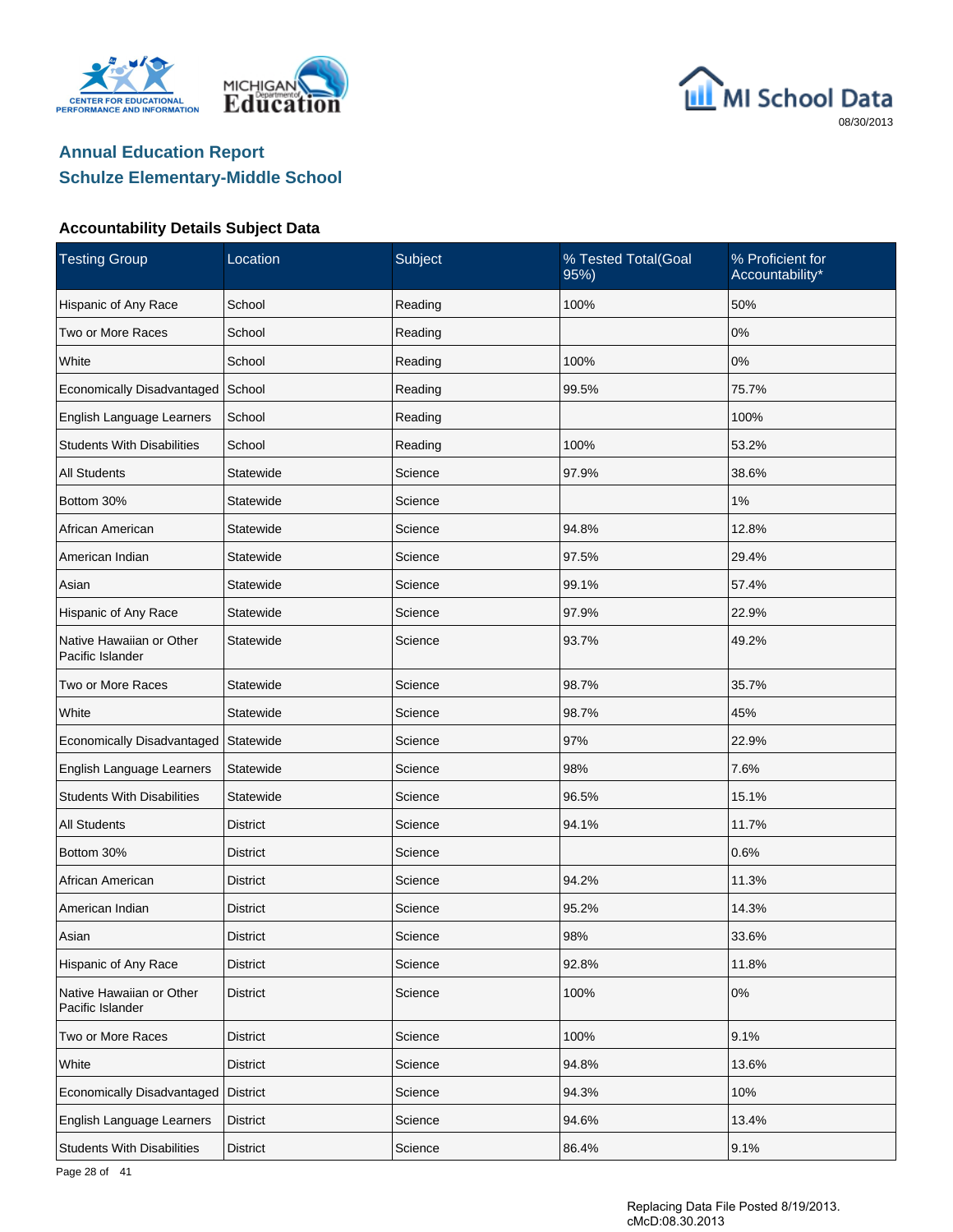## Annual Education Report
## Schulze Elementary-Middle School

### Accountability Details Subject Data

| Testing Group | Location | Subject | % Tested Total(Goal 95%) | % Proficient for Accountability* |
|---|---|---|---|---|
| Hispanic of Any Race | School | Reading | 100% | 50% |
| Two or More Races | School | Reading | | 0% |
| White | School | Reading | 100% | 0% |
| Economically Disadvantaged | School | Reading | 99.5% | 75.7% |
| English Language Learners | School | Reading | | 100% |
| Students With Disabilities | School | Reading | 100% | 53.2% |
| All Students | Statewide | Science | 97.9% | 38.6% |
| Bottom 30% | Statewide | Science | | 1% |
| African American | Statewide | Science | 94.8% | 12.8% |
| American Indian | Statewide | Science | 97.5% | 29.4% |
| Asian | Statewide | Science | 99.1% | 57.4% |
| Hispanic of Any Race | Statewide | Science | 97.9% | 22.9% |
| Native Hawaiian or Other Pacific Islander | Statewide | Science | 93.7% | 49.2% |
| Two or More Races | Statewide | Science | 98.7% | 35.7% |
| White | Statewide | Science | 98.7% | 45% |
| Economically Disadvantaged | Statewide | Science | 97% | 22.9% |
| English Language Learners | Statewide | Science | 98% | 7.6% |
| Students With Disabilities | Statewide | Science | 96.5% | 15.1% |
| All Students | District | Science | 94.1% | 11.7% |
| Bottom 30% | District | Science | | 0.6% |
| African American | District | Science | 94.2% | 11.3% |
| American Indian | District | Science | 95.2% | 14.3% |
| Asian | District | Science | 98% | 33.6% |
| Hispanic of Any Race | District | Science | 92.8% | 11.8% |
| Native Hawaiian or Other Pacific Islander | District | Science | 100% | 0% |
| Two or More Races | District | Science | 100% | 9.1% |
| White | District | Science | 94.8% | 13.6% |
| Economically Disadvantaged | District | Science | 94.3% | 10% |
| English Language Learners | District | Science | 94.6% | 13.4% |
| Students With Disabilities | District | Science | 86.4% | 9.1% |

Replacing Data File Posted 8/19/2013.
cMcD:08.30.2013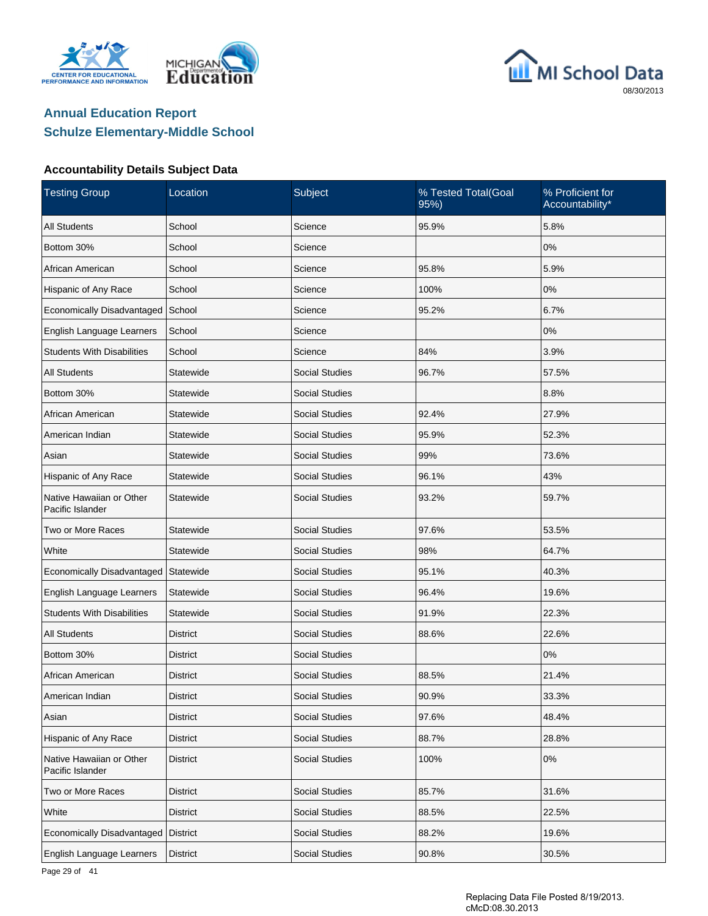## Annual Education Report
## Schulze Elementary-Middle School

### Accountability Details Subject Data

| Testing Group | Location | Subject | % Tested Total(Goal 95%) | % Proficient for Accountability* |
|---|---|---|---|---|
| All Students | School | Science | 95.9% | 5.8% |
| Bottom 30% | School | Science | | 0% |
| African American | School | Science | 95.8% | 5.9% |
| Hispanic of Any Race | School | Science | 100% | 0% |
| Economically Disadvantaged | School | Science | 95.2% | 6.7% |
| English Language Learners | School | Science | | 0% |
| Students With Disabilities | School | Science | 84% | 3.9% |
| All Students | Statewide | Social Studies | 96.7% | 57.5% |
| Bottom 30% | Statewide | Social Studies | | 8.8% |
| African American | Statewide | Social Studies | 92.4% | 27.9% |
| American Indian | Statewide | Social Studies | 95.9% | 52.3% |
| Asian | Statewide | Social Studies | 99% | 73.6% |
| Hispanic of Any Race | Statewide | Social Studies | 96.1% | 43% |
| Native Hawaiian or Other Pacific Islander | Statewide | Social Studies | 93.2% | 59.7% |
| Two or More Races | Statewide | Social Studies | 97.6% | 53.5% |
| White | Statewide | Social Studies | 98% | 64.7% |
| Economically Disadvantaged | Statewide | Social Studies | 95.1% | 40.3% |
| English Language Learners | Statewide | Social Studies | 96.4% | 19.6% |
| Students With Disabilities | Statewide | Social Studies | 91.9% | 22.3% |
| All Students | District | Social Studies | 88.6% | 22.6% |
| Bottom 30% | District | Social Studies | | 0% |
| African American | District | Social Studies | 88.5% | 21.4% |
| American Indian | District | Social Studies | 90.9% | 33.3% |
| Asian | District | Social Studies | 97.6% | 48.4% |
| Hispanic of Any Race | District | Social Studies | 88.7% | 28.8% |
| Native Hawaiian or Other Pacific Islander | District | Social Studies | 100% | 0% |
| Two or More Races | District | Social Studies | 85.7% | 31.6% |
| White | District | Social Studies | 88.5% | 22.5% |
| Economically Disadvantaged | District | Social Studies | 88.2% | 19.6% |
| English Language Learners | District | Social Studies | 90.8% | 30.5% |

Replacing Data File Posted 8/19/2013.
cMcD:08.30.2013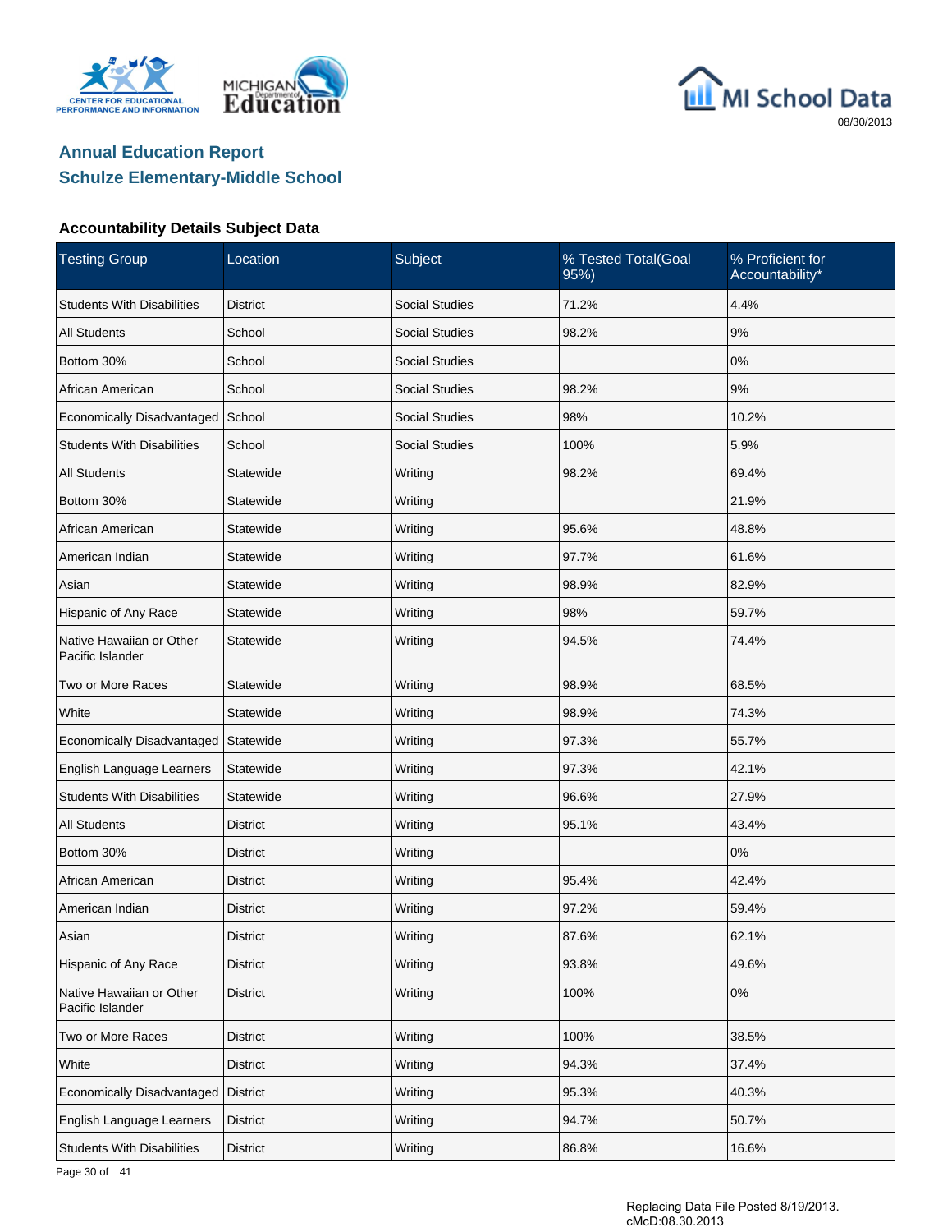## Annual Education Report
## Schulze Elementary-Middle School

### Accountability Details Subject Data

| Testing Group | Location | Subject | % Tested Total(Goal 95%) | % Proficient for Accountability* |
|---|---|---|---|---|
| Students With Disabilities | District | Social Studies | 71.2% | 4.4% |
| All Students | School | Social Studies | 98.2% | 9% |
| Bottom 30% | School | Social Studies | | 0% |
| African American | School | Social Studies | 98.2% | 9% |
| Economically Disadvantaged | School | Social Studies | 98% | 10.2% |
| Students With Disabilities | School | Social Studies | 100% | 5.9% |
| All Students | Statewide | Writing | 98.2% | 69.4% |
| Bottom 30% | Statewide | Writing | | 21.9% |
| African American | Statewide | Writing | 95.6% | 48.8% |
| American Indian | Statewide | Writing | 97.7% | 61.6% |
| Asian | Statewide | Writing | 98.9% | 82.9% |
| Hispanic of Any Race | Statewide | Writing | 98% | 59.7% |
| Native Hawaiian or Other Pacific Islander | Statewide | Writing | 94.5% | 74.4% |
| Two or More Races | Statewide | Writing | 98.9% | 68.5% |
| White | Statewide | Writing | 98.9% | 74.3% |
| Economically Disadvantaged | Statewide | Writing | 97.3% | 55.7% |
| English Language Learners | Statewide | Writing | 97.3% | 42.1% |
| Students With Disabilities | Statewide | Writing | 96.6% | 27.9% |
| All Students | District | Writing | 95.1% | 43.4% |
| Bottom 30% | District | Writing | | 0% |
| African American | District | Writing | 95.4% | 42.4% |
| American Indian | District | Writing | 97.2% | 59.4% |
| Asian | District | Writing | 87.6% | 62.1% |
| Hispanic of Any Race | District | Writing | 93.8% | 49.6% |
| Native Hawaiian or Other Pacific Islander | District | Writing | 100% | 0% |
| Two or More Races | District | Writing | 100% | 38.5% |
| White | District | Writing | 94.3% | 37.4% |
| Economically Disadvantaged | District | Writing | 95.3% | 40.3% |
| English Language Learners | District | Writing | 94.7% | 50.7% |
| Students With Disabilities | District | Writing | 86.8% | 16.6% |

Replacing Data File Posted 8/19/2013.
cMcD:08.30.2013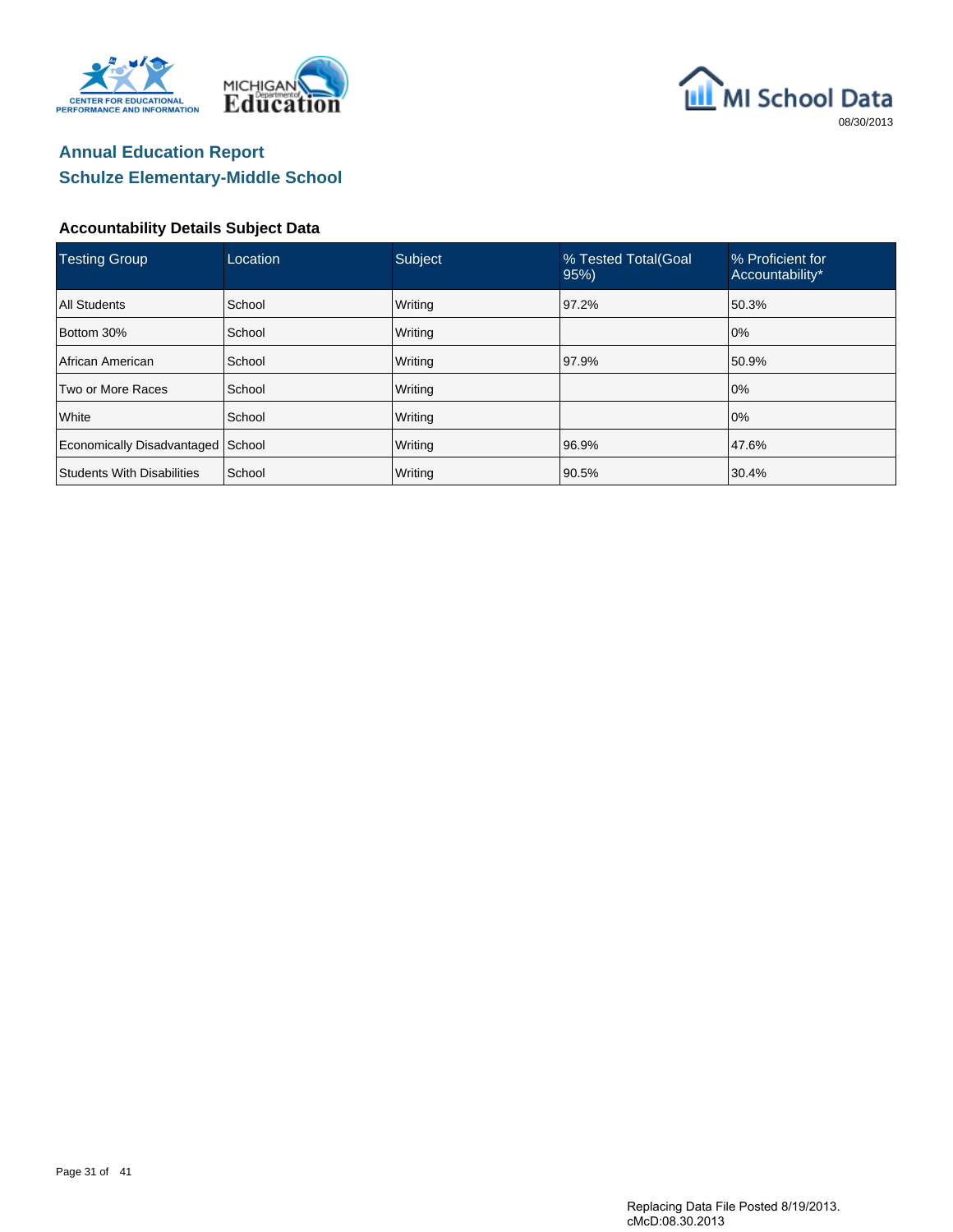# Annual Education Report

## Schulze Elementary-Middle School

### Accountability Details Subject Data

| Testing Group | Location | Subject | % Tested Total(Goal 95%) | % Proficient for Accountability* |
|---|---|---|---|---|
| All Students | School | Writing | 97.2% | 50.3% |
| Bottom 30% | School | Writing | | 0% |
| African American | School | Writing | 97.9% | 50.9% |
| Two or More Races | School | Writing | | 0% |
| White | School | Writing | | 0% |
| Economically Disadvantaged | School | Writing | 96.9% | 47.6% |
| Students With Disabilities | School | Writing | 90.5% | 30.4% |

Replacing Data File Posted 8/19/2013.
cMcD:08.30.2013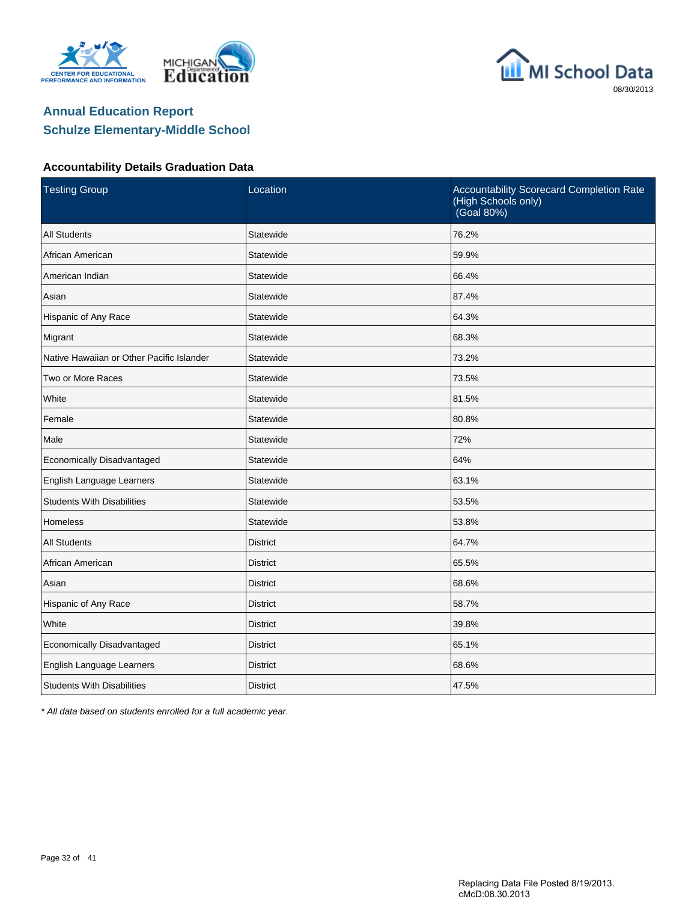## Annual Education Report
## Schulze Elementary-Middle School

### Accountability Details Graduation Data

| Testing Group | Location | Accountability Scorecard Completion Rate (High Schools only) (Goal 80%) |
| --- | --- | --- |
| All Students | Statewide | 76.2% |
| African American | Statewide | 59.9% |
| American Indian | Statewide | 66.4% |
| Asian | Statewide | 87.4% |
| Hispanic of Any Race | Statewide | 64.3% |
| Migrant | Statewide | 68.3% |
| Native Hawaiian or Other Pacific Islander | Statewide | 73.2% |
| Two or More Races | Statewide | 73.5% |
| White | Statewide | 81.5% |
| Female | Statewide | 80.8% |
| Male | Statewide | 72% |
| Economically Disadvantaged | Statewide | 64% |
| English Language Learners | Statewide | 63.1% |
| Students With Disabilities | Statewide | 53.5% |
| Homeless | Statewide | 53.8% |
| All Students | District | 64.7% |
| African American | District | 65.5% |
| Asian | District | 68.6% |
| Hispanic of Any Race | District | 58.7% |
| White | District | 39.8% |
| Economically Disadvantaged | District | 65.1% |
| English Language Learners | District | 68.6% |
| Students With Disabilities | District | 47.5% |

*\* All data based on students enrolled for a full academic year.*

Replacing Data File Posted 8/19/2013.
cMcD:08.30.2013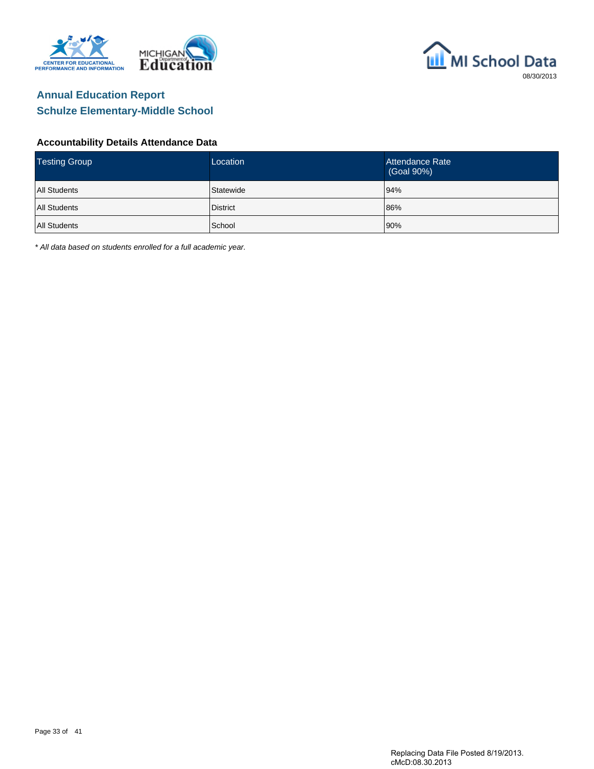# Annual Education Report

## Schulze Elementary-Middle School

### Accountability Details Attendance Data

| Testing Group | Location | Attendance Rate (Goal 90%) |
|---|---|---|
| All Students | Statewide | 94% |
| All Students | District | 86% |
| All Students | School | 90% |

*\* All data based on students enrolled for a full academic year.*

Replacing Data File Posted 8/19/2013.
cMcD:08.30.2013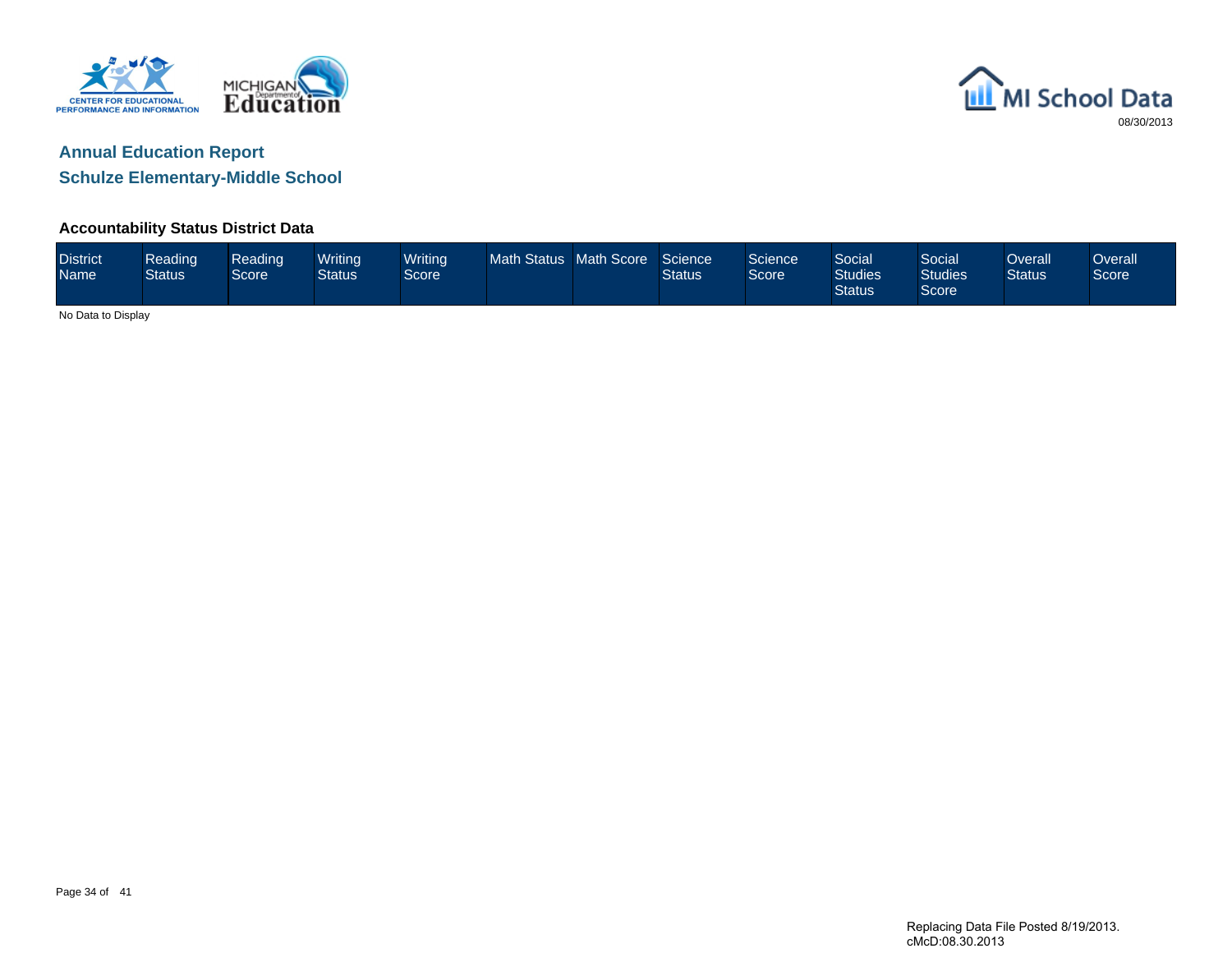08/30/2013

## Annual Education Report

## Schulze Elementary-Middle School

### Accountability Status District Data

| District Name | Reading Status | Reading Score | Writing Status | Writing Score | Math Status | Math Score | Science Status | Science Score | Social Studies Status | Social Studies Score | Overall Status | Overall Score |
|---|---|---|---|---|---|---|---|---|---|---|---|---|

No Data to Display

Replacing Data File Posted 8/19/2013.
cMcD:08.30.2013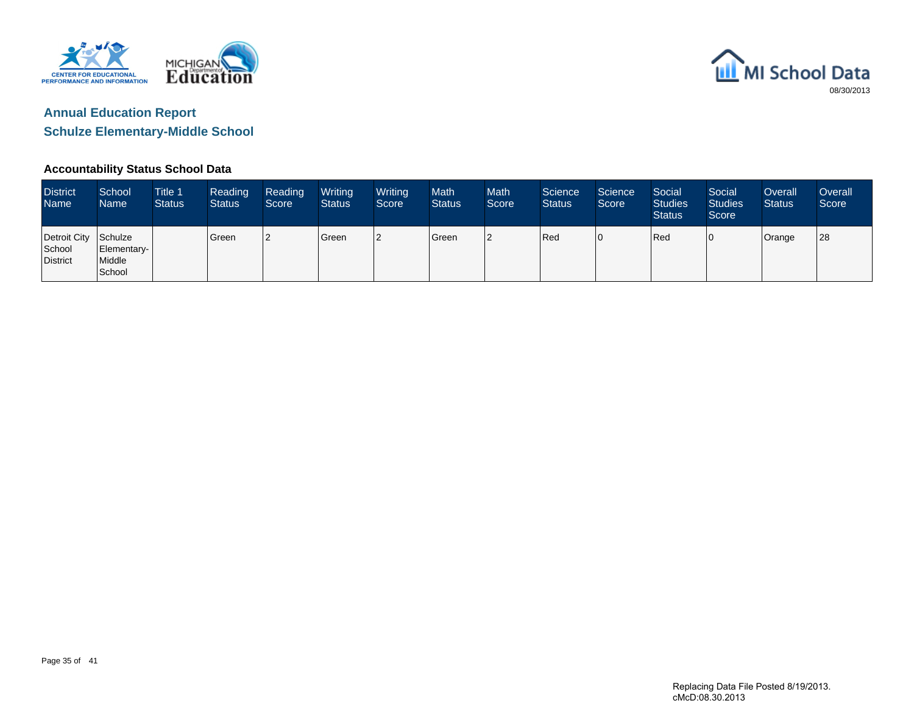MI School Data

08/30/2013

## Annual Education Report

## Schulze Elementary-Middle School

### Accountability Status School Data

| District Name | School Name | Title 1 Status | Reading Status | Reading Score | Writing Status | Writing Score | Math Status | Math Score | Science Status | Science Score | Social Studies Status | Social Studies Score | Overall Status | Overall Score |
|---|---|---|---|---|---|---|---|---|---|---|---|---|---|---|
| Detroit City School District | Schulze Elementary-Middle School | | Green | 2 | Green | 2 | Green | 2 | Red | 0 | Red | 0 | Orange | 28 |

Replacing Data File Posted 8/19/2013.
cMcD:08.30.2013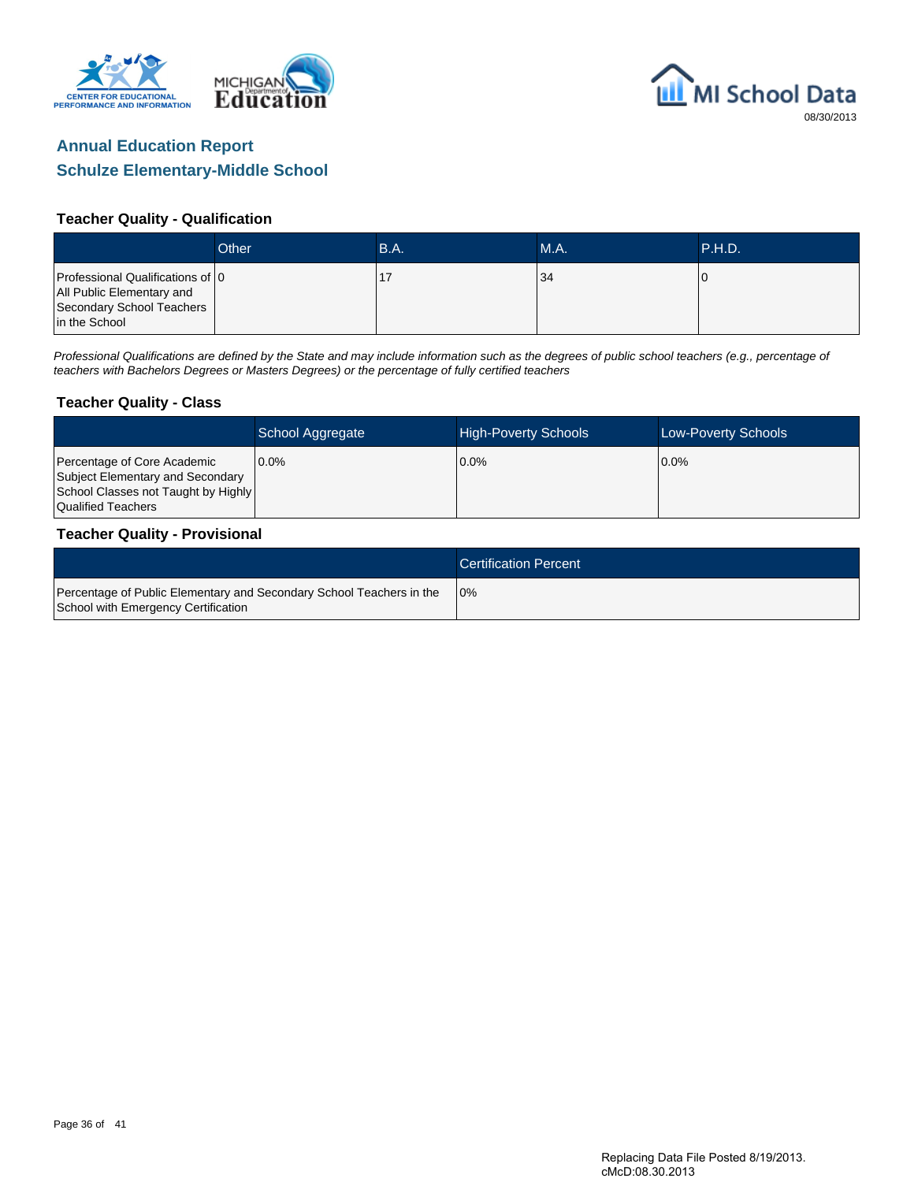MI School Data

08/30/2013

## Annual Education Report
## Schulze Elementary-Middle School

### Teacher Quality - Qualification

| | Other | B.A. | M.A. | P.H.D. |
|---|---|---|---|---|
| Professional Qualifications of All Public Elementary and Secondary School Teachers in the School | 0 | 17 | 34 | 0 |

*Professional Qualifications are defined by the State and may include information such as the degrees of public school teachers (e.g., percentage of teachers with Bachelors Degrees or Masters Degrees) or the percentage of fully certified teachers*

### Teacher Quality - Class

| | School Aggregate | High-Poverty Schools | Low-Poverty Schools |
|---|---|---|---|
| Percentage of Core Academic Subject Elementary and Secondary School Classes not Taught by Highly Qualified Teachers | 0.0% | 0.0% | 0.0% |

### Teacher Quality - Provisional

| | Certification Percent |
|---|---|
| Percentage of Public Elementary and Secondary School Teachers in the School with Emergency Certification | 0% |

Replacing Data File Posted 8/19/2013.
cMcD:08.30.2013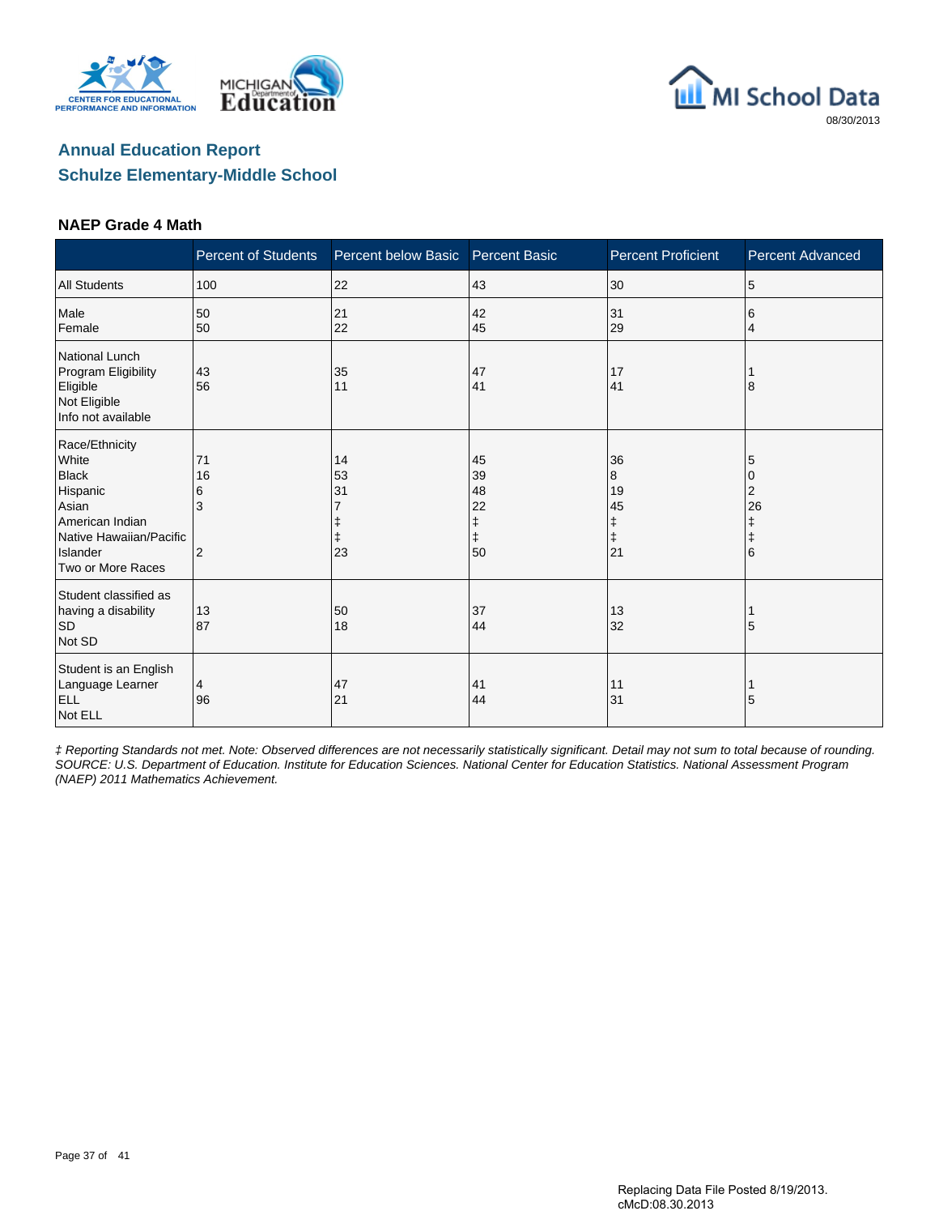## Annual Education Report
## Schulze Elementary-Middle School

### NAEP Grade 4 Math

| | Percent of Students | Percent below Basic | Percent Basic | Percent Proficient | Percent Advanced |
|---|---|---|---|---|---|
| All Students | 100 | 22 | 43 | 30 | 5 |
| Male | 50 | 21 | 42 | 31 | 6 |
| Female | 50 | 22 | 45 | 29 | 4 |
| National Lunch Program Eligibility | | | | | |
| Eligible | 43 | 35 | 47 | 17 | 1 |
| Not Eligible | 56 | 11 | 41 | 41 | 8 |
| Info not available | | | | | |
| Race/Ethnicity | | | | | |
| White | 71 | 14 | 45 | 36 | 5 |
| Black | 16 | 53 | 39 | 8 | 0 |
| Hispanic | 6 | 31 | 48 | 19 | 2 |
| Asian | 3 | 7 | 22 | 45 | 26 |
| American Indian | | ‡ | ‡ | ‡ | ‡ |
| Native Hawaiian/Pacific Islander | | ‡ | ‡ | ‡ | ‡ |
| Two or More Races | 2 | 23 | 50 | 21 | 6 |
| Student classified as having a disability | | | | | |
| SD | 13 | 50 | 37 | 13 | 1 |
| Not SD | 87 | 18 | 44 | 32 | 5 |
| Student is an English Language Learner | | | | | |
| ELL | 4 | 47 | 41 | 11 | 1 |
| Not ELL | 96 | 21 | 44 | 31 | 5 |

*‡ Reporting Standards not met. Note: Observed differences are not necessarily statistically significant. Detail may not sum to total because of rounding. SOURCE: U.S. Department of Education. Institute for Education Sciences. National Center for Education Statistics. National Assessment Program (NAEP) 2011 Mathematics Achievement.*

Replacing Data File Posted 8/19/2013.
cMcD:08.30.2013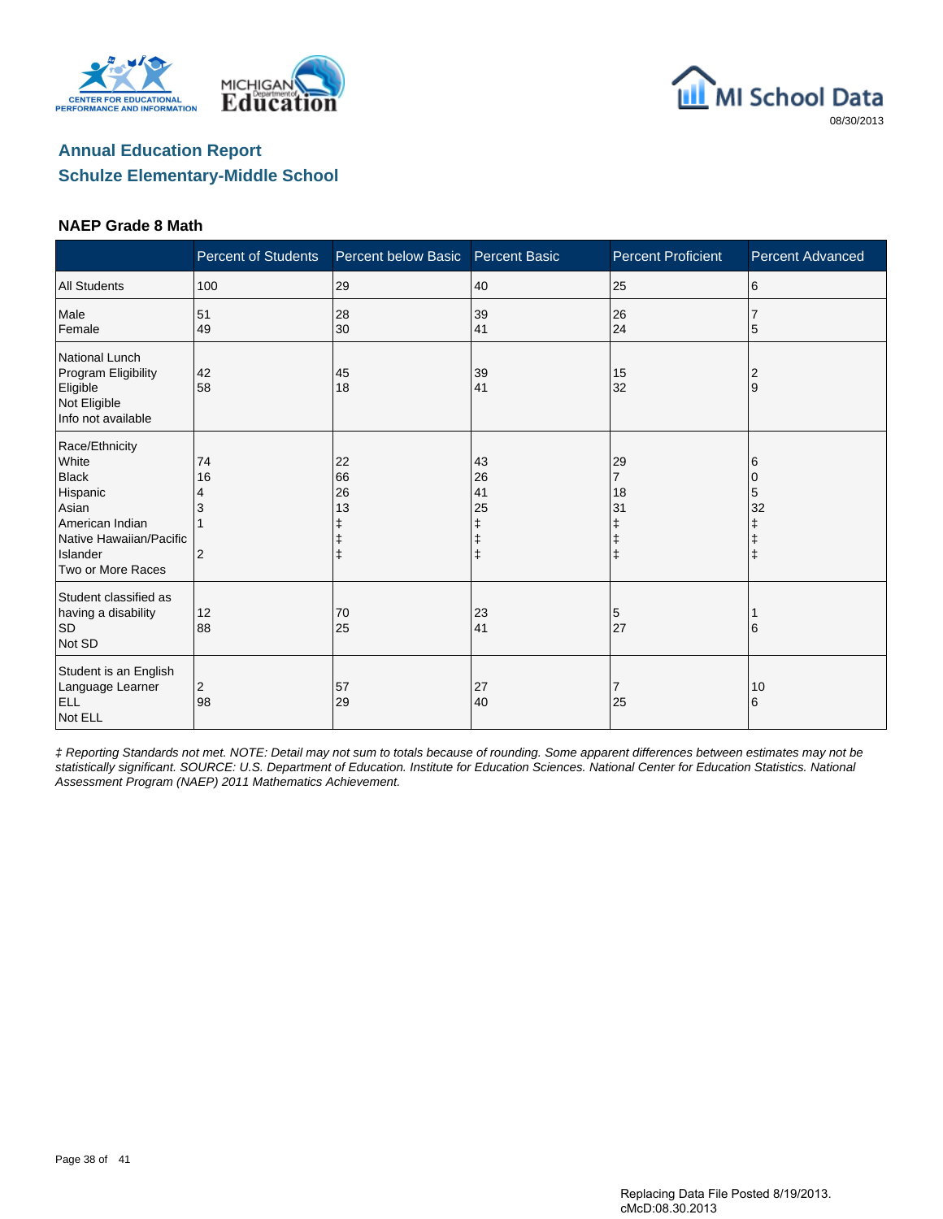MI School Data

08/30/2013

## Annual Education Report

## Schulze Elementary-Middle School

### NAEP Grade 8 Math

| | Percent of Students | Percent below Basic | Percent Basic | Percent Proficient | Percent Advanced |
|---|---|---|---|---|---|
| All Students | 100 | 29 | 40 | 25 | 6 |
| Male | 51 | 28 | 39 | 26 | 7 |
| Female | 49 | 30 | 41 | 24 | 5 |
| National Lunch Program Eligibility | | | | | |
| Eligible | 42 | 45 | 39 | 15 | 2 |
| Not Eligible | 58 | 18 | 41 | 32 | 9 |
| Info not available | | | | | |
| Race/Ethnicity | | | | | |
| White | 74 | 22 | 43 | 29 | 6 |
| Black | 16 | 66 | 26 | 7 | 0 |
| Hispanic | 4 | 26 | 41 | 18 | 5 |
| Asian | 3 | 13 | 25 | 31 | 32 |
| American Indian | 1 | ‡ | ‡ | ‡ | ‡ |
| Native Hawaiian/Pacific Islander | | ‡ | ‡ | ‡ | ‡ |
| Two or More Races | 2 | ‡ | ‡ | ‡ | ‡ |
| Student classified as having a disability | | | | | |
| SD | 12 | 70 | 23 | 5 | 1 |
| Not SD | 88 | 25 | 41 | 27 | 6 |
| Student is an English Language Learner | | | | | |
| ELL | 2 | 57 | 27 | 7 | 10 |
| Not ELL | 98 | 29 | 40 | 25 | 6 |

*‡ Reporting Standards not met. NOTE: Detail may not sum to totals because of rounding. Some apparent differences between estimates may not be statistically significant. SOURCE: U.S. Department of Education. Institute for Education Sciences. National Center for Education Statistics. National Assessment Program (NAEP) 2011 Mathematics Achievement.*

Replacing Data File Posted 8/19/2013.
cMcD:08.30.2013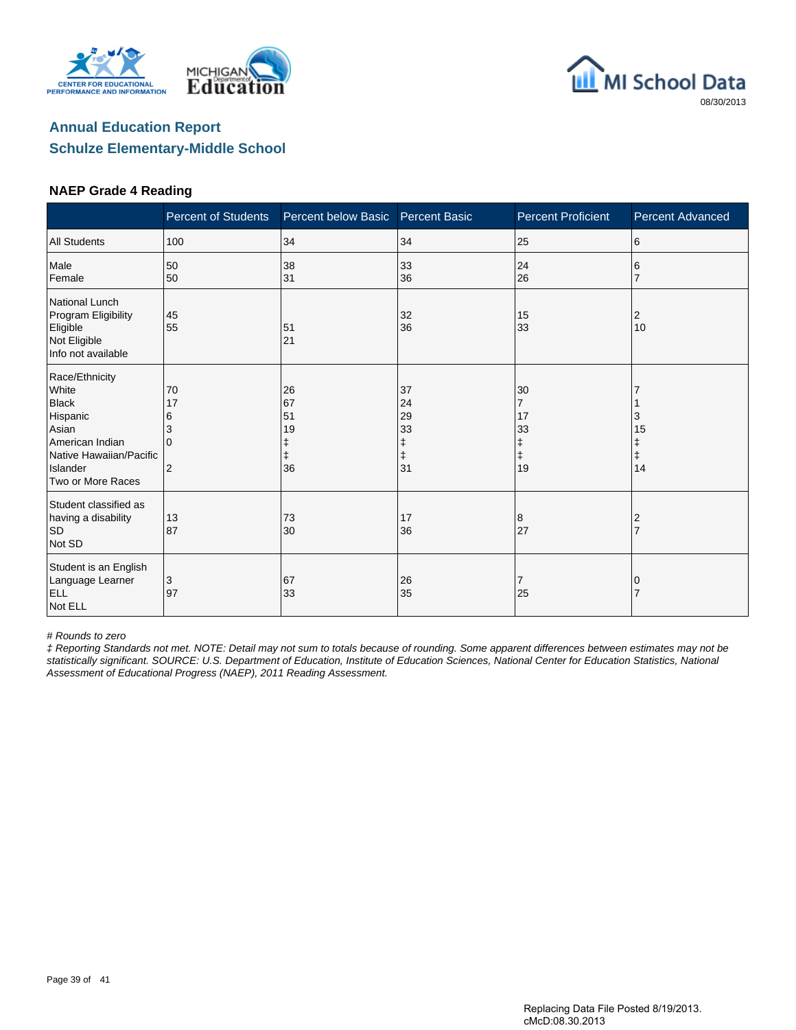## Annual Education Report
## Schulze Elementary-Middle School

### NAEP Grade 4 Reading

| | Percent of Students | Percent below Basic | Percent Basic | Percent Proficient | Percent Advanced |
|---|---|---|---|---|---|
| All Students | 100 | 34 | 34 | 25 | 6 |
| Male | 50 | 38 | 33 | 24 | 6 |
| Female | 50 | 31 | 36 | 26 | 7 |
| National Lunch Program Eligibility | | | | | |
| Eligible | 45 | 51 | 32 | 15 | 2 |
| Not Eligible | 55 | 21 | 36 | 33 | 10 |
| Info not available | | | | | |
| Race/Ethnicity | | | | | |
| White | 70 | 26 | 37 | 30 | 7 |
| Black | 17 | 67 | 24 | 7 | 1 |
| Hispanic | 6 | 51 | 29 | 17 | 3 |
| Asian | 3 | 19 | 33 | 33 | 15 |
| American Indian | 0 | ‡ | ‡ | ‡ | ‡ |
| Native Hawaiian/Pacific Islander | | ‡ | ‡ | ‡ | ‡ |
| Two or More Races | 2 | 36 | 31 | 19 | 14 |
| Student classified as having a disability | | | | | |
| SD | 13 | 73 | 17 | 8 | 2 |
| Not SD | 87 | 30 | 36 | 27 | 7 |
| Student is an English Language Learner | | | | | |
| ELL | 3 | 67 | 26 | 7 | 0 |
| Not ELL | 97 | 33 | 35 | 25 | 7 |

*# Rounds to zero*

*‡ Reporting Standards not met. NOTE: Detail may not sum to totals because of rounding. Some apparent differences between estimates may not be statistically significant. SOURCE: U.S. Department of Education, Institute of Education Sciences, National Center for Education Statistics, National Assessment of Educational Progress (NAEP), 2011 Reading Assessment.*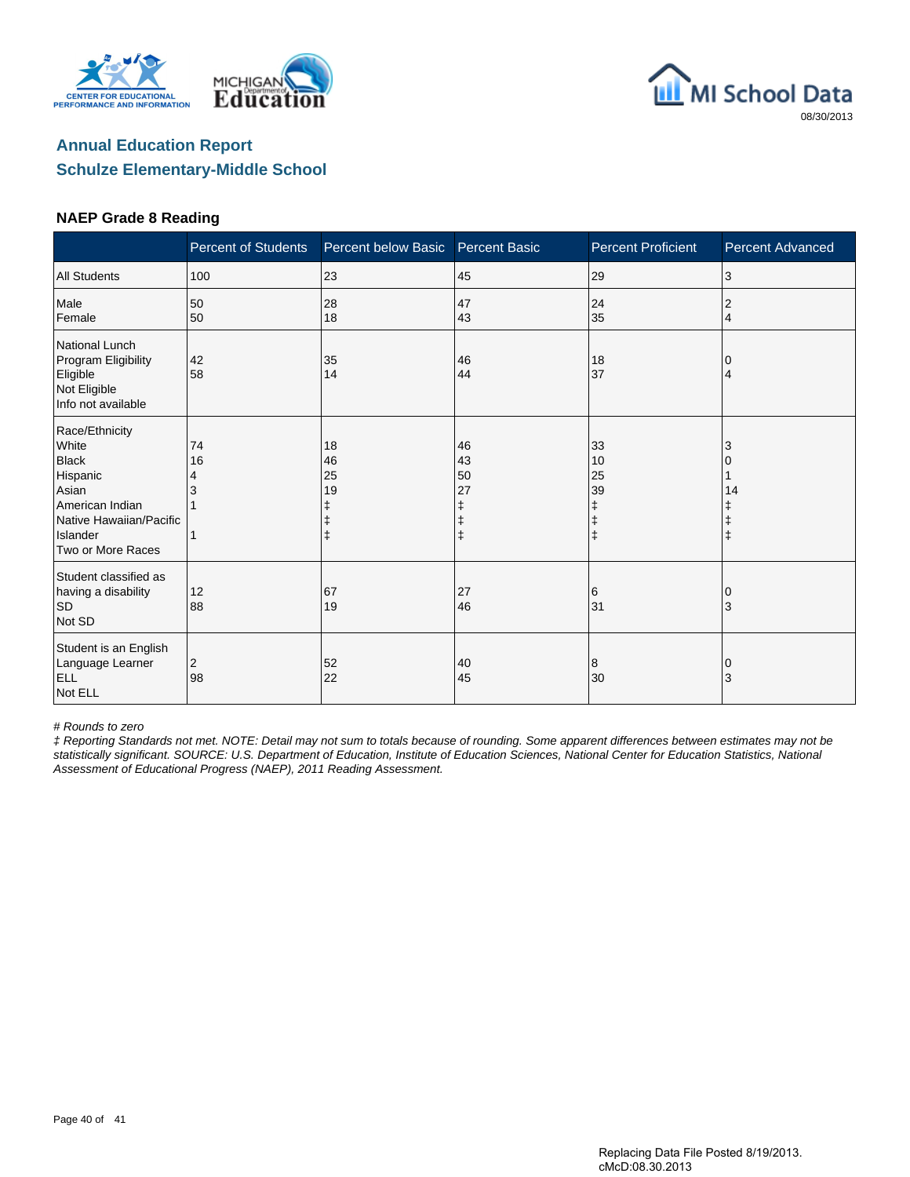## Annual Education Report
## Schulze Elementary-Middle School

### NAEP Grade 8 Reading

| | Percent of Students | Percent below Basic | Percent Basic | Percent Proficient | Percent Advanced |
|---|---|---|---|---|---|
| All Students | 100 | 23 | 45 | 29 | 3 |
| Male | 50 | 28 | 47 | 24 | 2 |
| Female | 50 | 18 | 43 | 35 | 4 |
| **National Lunch Program Eligibility** | | | | | |
| Eligible | 42 | 35 | 46 | 18 | 0 |
| Not Eligible | 58 | 14 | 44 | 37 | 4 |
| Info not available | | | | | |
| **Race/Ethnicity** | | | | | |
| White | 74 | 18 | 46 | 33 | 3 |
| Black | 16 | 46 | 43 | 10 | 0 |
| Hispanic | 4 | 25 | 50 | 25 | 1 |
| Asian | 3 | 19 | 27 | 39 | 14 |
| American Indian | 1 | ‡ | ‡ | ‡ | ‡ |
| Native Hawaiian/Pacific Islander | | ‡ | ‡ | ‡ | ‡ |
| Two or More Races | 1 | ‡ | ‡ | ‡ | ‡ |
| **Student classified as having a disability** | | | | | |
| SD | 12 | 67 | 27 | 6 | 0 |
| Not SD | 88 | 19 | 46 | 31 | 3 |
| **Student is an English Language Learner** | | | | | |
| ELL | 2 | 52 | 40 | 8 | 0 |
| Not ELL | 98 | 22 | 45 | 30 | 3 |

*# Rounds to zero*

*‡ Reporting Standards not met. NOTE: Detail may not sum to totals because of rounding. Some apparent differences between estimates may not be statistically significant. SOURCE: U.S. Department of Education, Institute of Education Sciences, National Center for Education Statistics, National Assessment of Educational Progress (NAEP), 2011 Reading Assessment.*

Replacing Data File Posted 8/19/2013.
cMcD:08.30.2013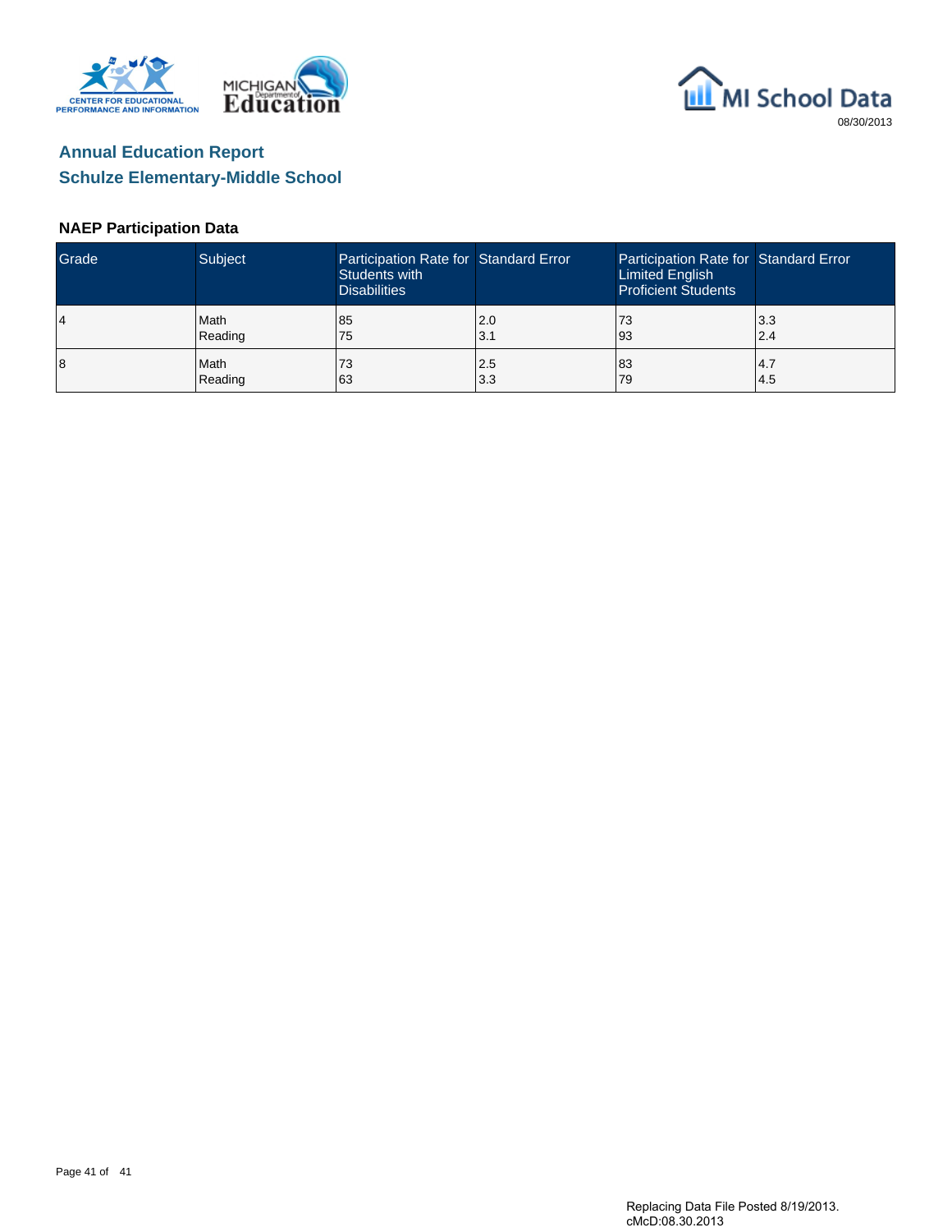MI School Data

08/30/2013

## Annual Education Report
## Schulze Elementary-Middle School

### NAEP Participation Data

| Grade | Subject | Participation Rate for Students with Disabilities | Standard Error | Participation Rate for Limited English Proficient Students | Standard Error |
|---|---|---|---|---|---|
| 4 | Math<br>Reading | 85<br>75 | 2.0<br>3.1 | 73<br>93 | 3.3<br>2.4 |
| 8 | Math<br>Reading | 73<br>63 | 2.5<br>3.3 | 83<br>79 | 4.7<br>4.5 |

Replacing Data File Posted 8/19/2013.
cMcD:08.30.2013